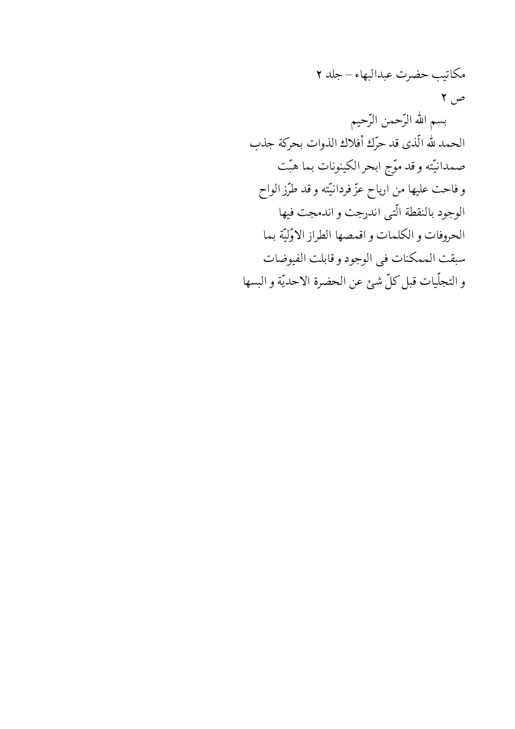مکاتیب حضرت عبدالبهاء – جلد ۲

ص ۲

بسم الله الرّحمن الرّحیم

الحمد لله الّذی قد حرّك أفلاك الذوات بحرکة جذب
صمدانیّته و قد موّج ابحر الکینونات بما هبّت
و فاحت علیها من ارياح عزّ فردانیّته و قد طرّز الواح
الوجود بالنقطة الّتی اندرجت و اندمجت فیها
الحروفات و الکلمات و اقمصها الطراز الاوّلیّة بما
سبقت الممکنات فی الوجود و قابلت الفیوضات
و التجلّیات قبل کلّ شئ عن الحضرة الاحدیّة و البسها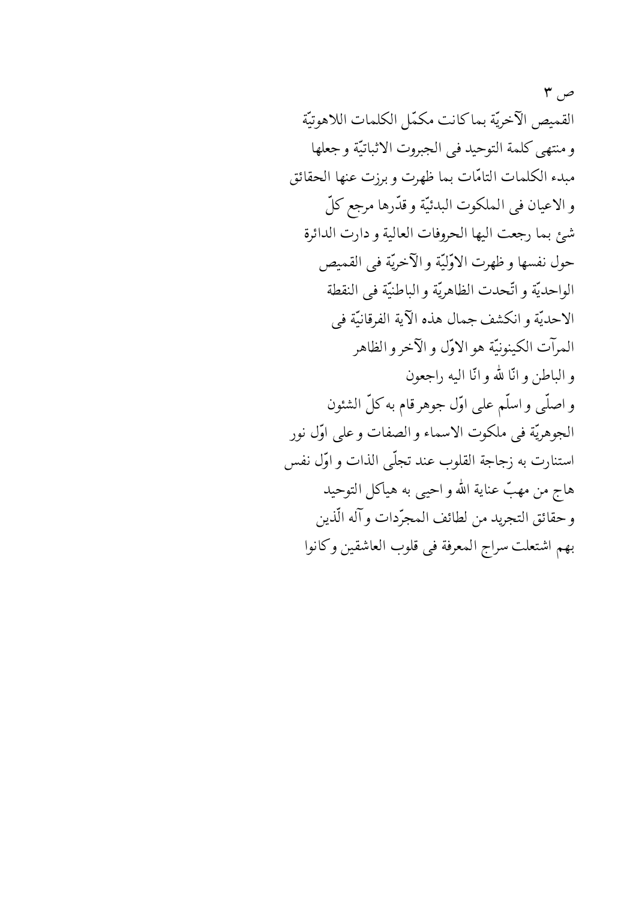ص ۳

القمیص الآخریّة بما کانت مکمّل الکلمات اللاهوتیّة
و منتهی کلمة التوحید فی الجبروت الاثباتیّة و جعلها
مبدء الکلمات التامّات بما ظهرت و برزت عنها الحقائق
و الاعیان فی الملکوت البدئیّة و قدّرها مرجع کلّ
شئ بما رجعت الیها الحروفات العالیة و دارت الدائرة
حول نفسها و ظهرت الاوّلیّة و الآخریّة فی القمیص
الواحدیّة و اتّحدت الظاهریّة و الباطنیّة فی النقطة
الاحدیّة و انکشف جمال هذه الآیة الفرقانیّة فی
المرآت الکینونیّة هو الاوّل و الآخر و الظاهر
و الباطن و انّا لله و انّا الیه راجعون
و اصلّی و اسلّم علی اوّل جوهر قام به کلّ الشئون
الجوهریّة فی ملکوت الاسماء و الصفات و علی اوّل نور
استنارت به زجاجة القلوب عند تجلّی الذات و اوّل نفس
هاج من مهبّ عنایة الله و احیی به هیاکل التوحید
و حقائق التجرید من لطائف المجرّدات و آله الّذین
بهم اشتعلت سراج المعرفة فی قلوب العاشقین و کانوا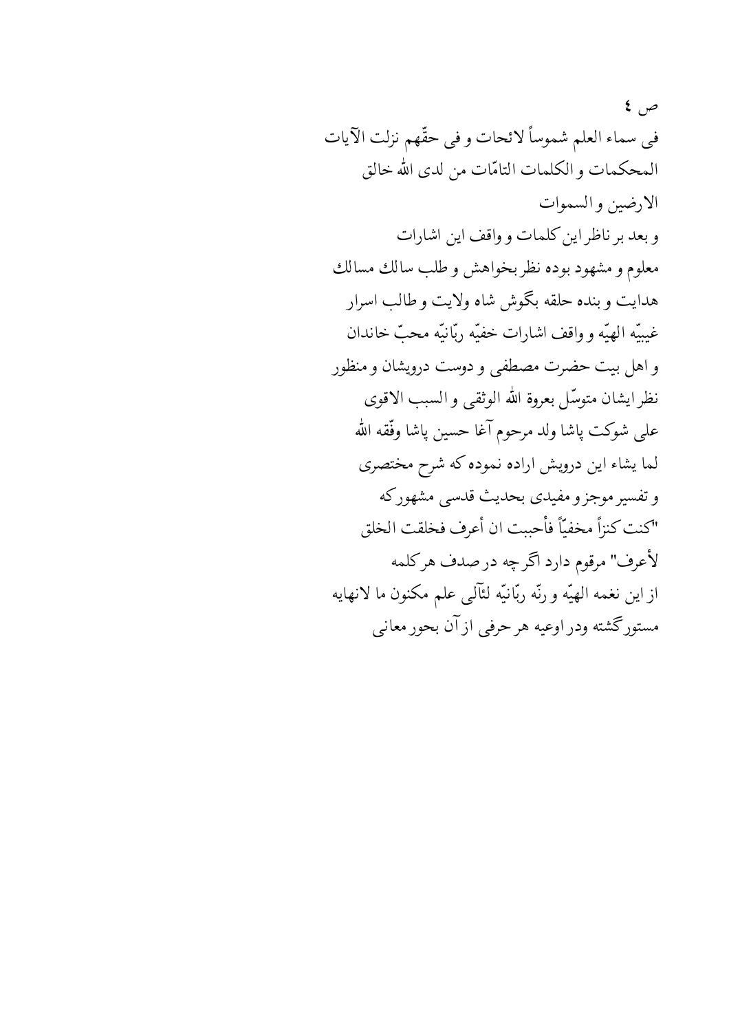ص ٤

فی سماء العلم شموساً لائحات و فی حقّهم نزلت الآیات المحکمات و الکلمات التامّات من لدی الله خالق الارضین و السموات

و بعد بر ناظر این کلمات و واقف این اشارات معلوم و مشهود بوده نظر بخواهش و طلب سالك مسالك هدایت و بنده حلقه بگوش شاه ولایت و طالب اسرار غیبیّه الهیّه و واقف اشارات خفیّه ربّانیّه محبّ خاندان و اهل بیت حضرت مصطفی و دوست درویشان و منظور نظر ایشان متوسّل بعروة الله الوثقی و السبب الاقوی علی شوکت پاشا ولد مرحوم آغا حسین پاشا وفّقه الله لما یشاء این درویش اراده نموده که شرح مختصری و تفسیر موجز و مفیدی بحدیث قدسی مشهور که "کنت کنزاً مخفیّاً فأحببت ان أعرف فخلقت الخلق لأعرف" مرقوم دارد اگر چه در صدف هر کلمه از این نغمه الهیّه و رنّه ربّانیّه لئآلی علم مکنون ما لانهایه مستور گشته ودر اوعیه هر حرفی از آن بحور معانی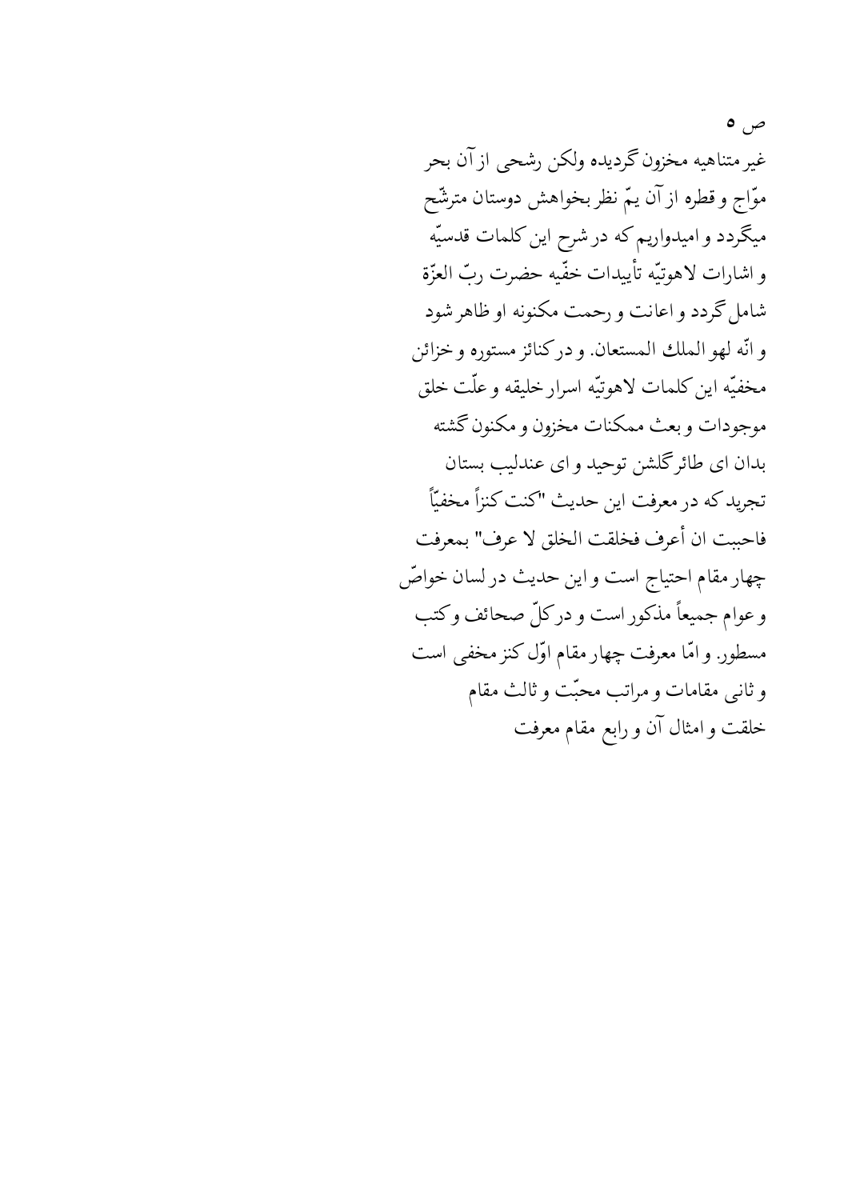ص ٥

غیر متناهیه مخزون گردیده ولکن رشحی از آن بحر موّاج و قطره از آن یمّ نظر بخواهش دوستان مترشّح میگردد و امیدواریم که در شرح این کلمات قدسیّه و اشارات لاهوتیّه تأییدات خفّیه حضرت ربّ العزّة شامل گردد و اعانت و رحمت مکنونه او ظاهر شود و انّه لهو الملك المستعان. و در کنائز مستوره و خزائن مخفیّه این کلمات لاهوتیّه اسرار خلیقه و علّت خلق موجودات و بعث ممکنات مخزون و مکنون گشته بدان ای طائر گلشن توحید و ای عندلیب بستان تجرید که در معرفت این حدیث "کنت کنزاً مخفیّاً فاحببت ان أعرف فخلقت الخلق لا عرف" بمعرفت چهار مقام احتیاج است و این حدیث در لسان خواصّ و عوام جمیعاً مذکور است و در کلّ صحائف و کتب مسطور. و امّا معرفت چهار مقام اوّل کنز مخفی است و ثانی مقامات و مراتب محبّت و ثالث مقام خلقت و امثال آن و رابع مقام معرفت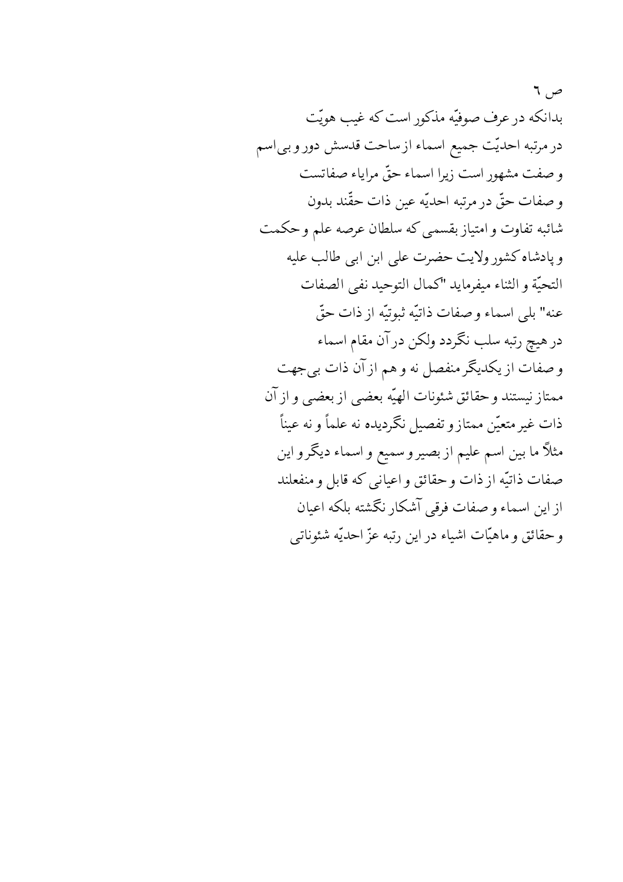ص ٦

بدانکه در عرف صوفیّه مذکور است که غیب هویّت
در مرتبه احدیّت جمیع اسماء از ساحت قدسش دور و بی‌اسم
و صفت مشهور است زیرا اسماء حقّ مرایاء صفاتست
و صفات حقّ در مرتبه احدیّه عین ذات حقّند بدون
شائبه تفاوت و امتیاز بقسمی که سلطان عرصه علم و حکمت
و پادشاه کشور ولایت حضرت علی ابن ابی طالب علیه
التحیّة و الثناء میفرماید "کمال التوحید نفی الصفات
عنه" بلی اسماء و صفات ذاتیّه ثبوتیّه از ذات حقّ
در هیچ رتبه سلب نگردد ولکن در آن مقام اسماء
و صفات از یکدیگر منفصل نه و هم از آن ذات بی‌جهت
ممتاز نیستند و حقائق شئونات الهیّه بعضی از بعضی و از آن
ذات غیر متعیّن ممتاز و تفصیل نگردیده نه علماً و نه عیناً
مثلاً ما بین اسم علیم از بصیر و سمیع و اسماء دیگر و این
صفات ذاتیّه از ذات و حقائق و اعیانی که قابل و منفعلند
از این اسماء و صفات فرقی آشکار نگشته بلکه اعیان
و حقائق و ماهیّات اشیاء در این رتبه عزّ احدیّه شئوناتی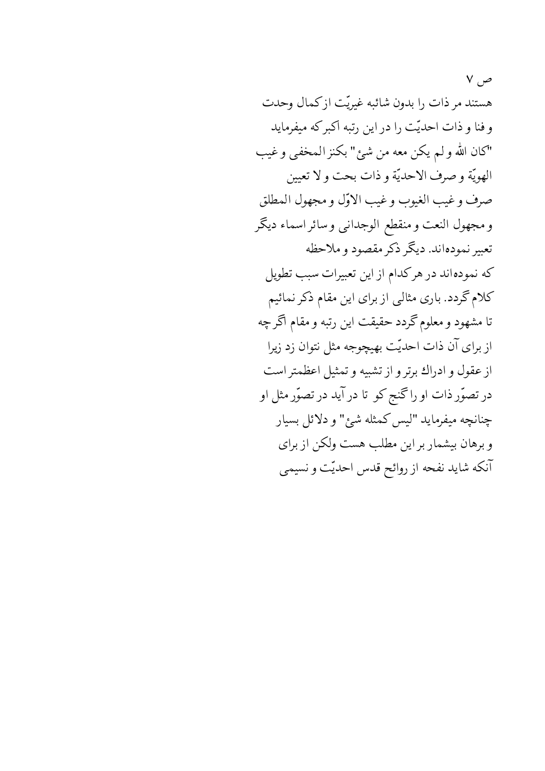هستند مر ذات را بدون شائبه غیریّت از کمال وحدت
و فنا و ذات احدیّت را در این رتبه اکبر که میفرماید
"کان الله و لم یکن معه من شئ" بکنز المخفی و غیب
الهویّة و صرف الاحدیّة و ذات بحت و لا تعیین
صرف و غیب الغیوب و غیب الاوّل و مجهول المطلق
و مجهول النعت و منقطع الوجدانی و سائر اسماء دیگر
تعبیر نموده‌اند. دیگر ذکر مقصود و ملاحظه
که نموده‌اند در هر کدام از این تعبیرات سبب تطویل
کلام گردد. باری مثالی از برای این مقام ذکر نمائیم
تا مشهود و معلوم گردد حقیقت این رتبه و مقام اگر چه
از برای آن ذات احدیّت بهیچوجه مثل نتوان زد زیرا
از عقول و ادراك برتر و از تشبیه و تمثیل اعظمتر است
در تصوّر ذات او را گنج کو تا در آید در تصوّر مثل او
چنانچه میفرماید "لیس کمثله شئ" و دلائل بسیار
و برهان بیشمار بر این مطلب هست ولکن از برای
آنکه شاید نفحه از روائح قدس احدیّت و نسیمی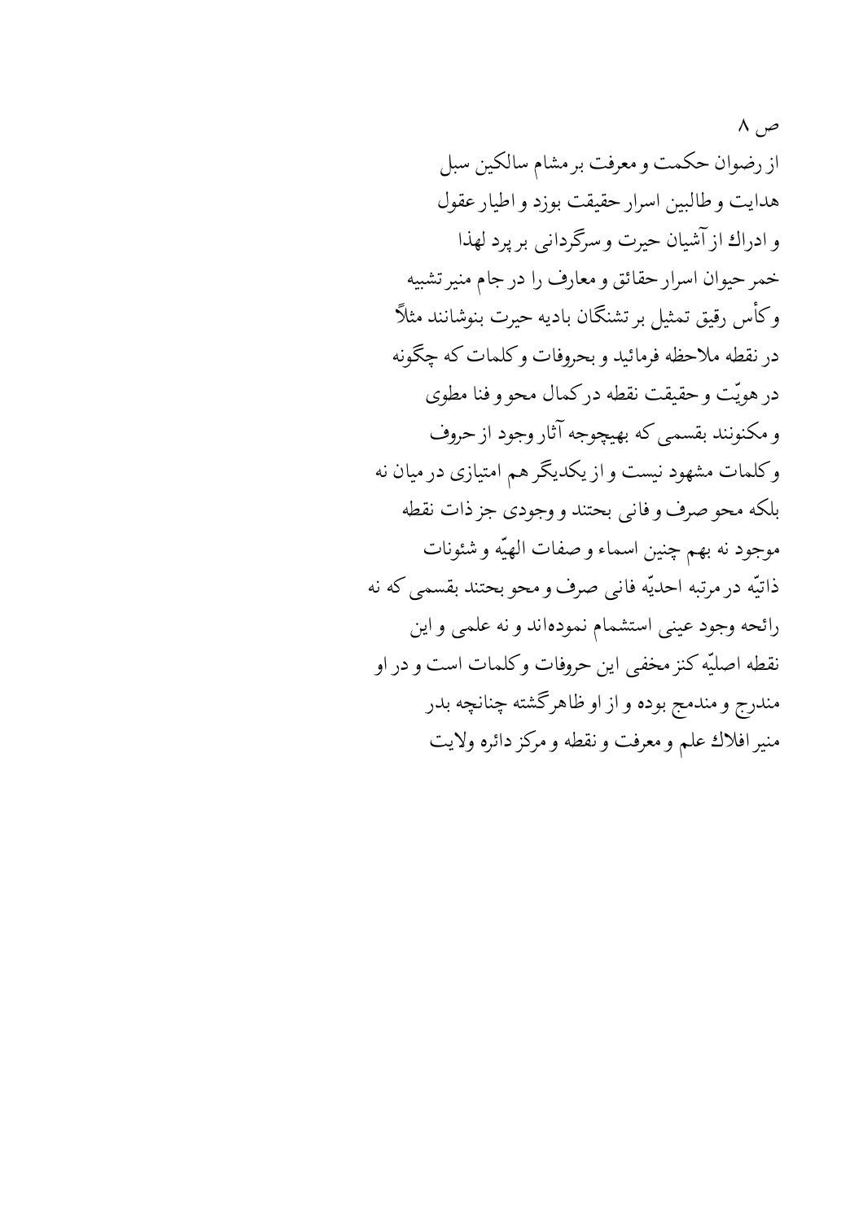ص ۸

از رضوان حکمت و معرفت بر مشام سالکین سبل
هدایت و طالبین اسرار حقیقت بوزد و اطیار عقول
و ادراك از آشیان حیرت و سرگردانی بر پرد لهذا
خمر حیوان اسرار حقائق و معارف را در جام منیر تشبیه
و کأس رقیق تمثیل بر تشنگان بادیه حیرت بنوشانند مثلاً
در نقطه ملاحظه فرمائید و بحروفات و کلمات که چگونه
در هویّت و حقیقت نقطه در کمال محو و فنا مطوی
و مکنونند بقسمی که بهیچوجه آثار وجود از حروف
و کلمات مشهود نیست و از یکدیگر هم امتیازی در میان نه
بلکه محو صرف و فانی بحتند و وجودی جز ذات نقطه
موجود نه بهم چنین اسماء و صفات الهیّه و شئونات
ذاتیّه در مرتبه احدیّه فانی صرف و محو بحتند بقسمی که نه
رائحه وجود عینی استشمام نموده‌اند و نه علمی و این
نقطه اصلیّه کنز مخفی این حروفات و کلمات است و در او
مندرج و مندمج بوده و از او ظاهر گشته چنانچه بدر
منیر افلاك علم و معرفت و نقطه و مرکز دائره ولایت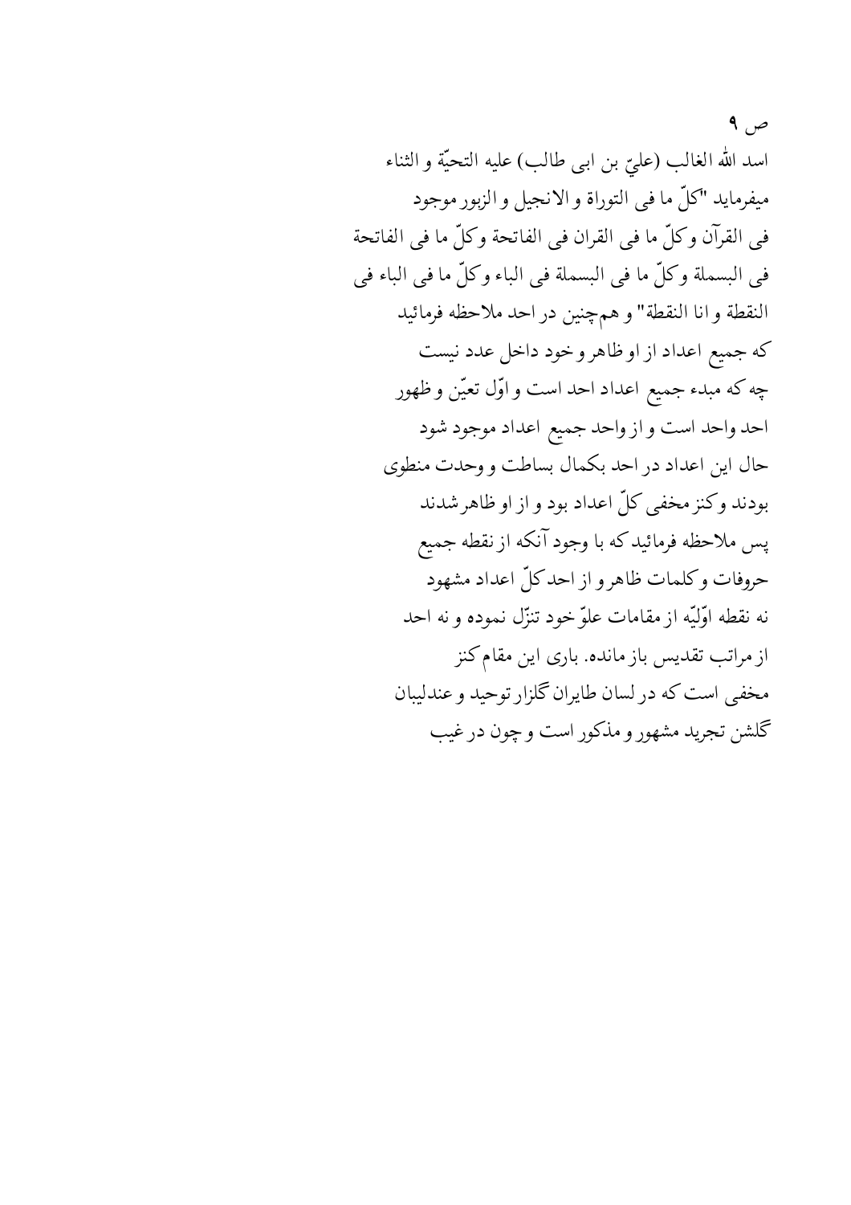ص ۹

اسد الله الغالب (عليّ بن ابی طالب) علیه التحيّة و الثناء میفرماید "كلّ ما فی التوراة و الانجيل و الزبور موجود فی القرآن وكلّ ما فی القران فی الفاتحة وكلّ ما فی الفاتحة فی البسملة وكلّ ما فی البسملة فی الباء وكلّ ما فی الباء فی النقطة و انا النقطة" و هم‌چنین در احد ملاحظه فرمائید که جمیع اعداد از او ظاهر و خود داخل عدد نیست چه که مبدء جمیع اعداد احد است و اوّل تعیّن و ظهور احد واحد است و از واحد جمیع اعداد موجود شود حال این اعداد در احد بکمال بساطت و وحدت منطوی بودند وکنز مخفی کلّ اعداد بود و از او ظاهر شدند پس ملاحظه فرمائید که با وجود آنکه از نقطه جمیع حروفات و کلمات ظاهر و از احد کلّ اعداد مشهود نه نقطه اوّلیّه از مقامات علوّ خود تنزّل نموده و نه احد از مراتب تقدیس باز مانده. باری این مقام کنز مخفی است که در لسان طایران گلزار توحید و عندلیبان گلشن تجرید مشهور و مذکور است و چون در غیب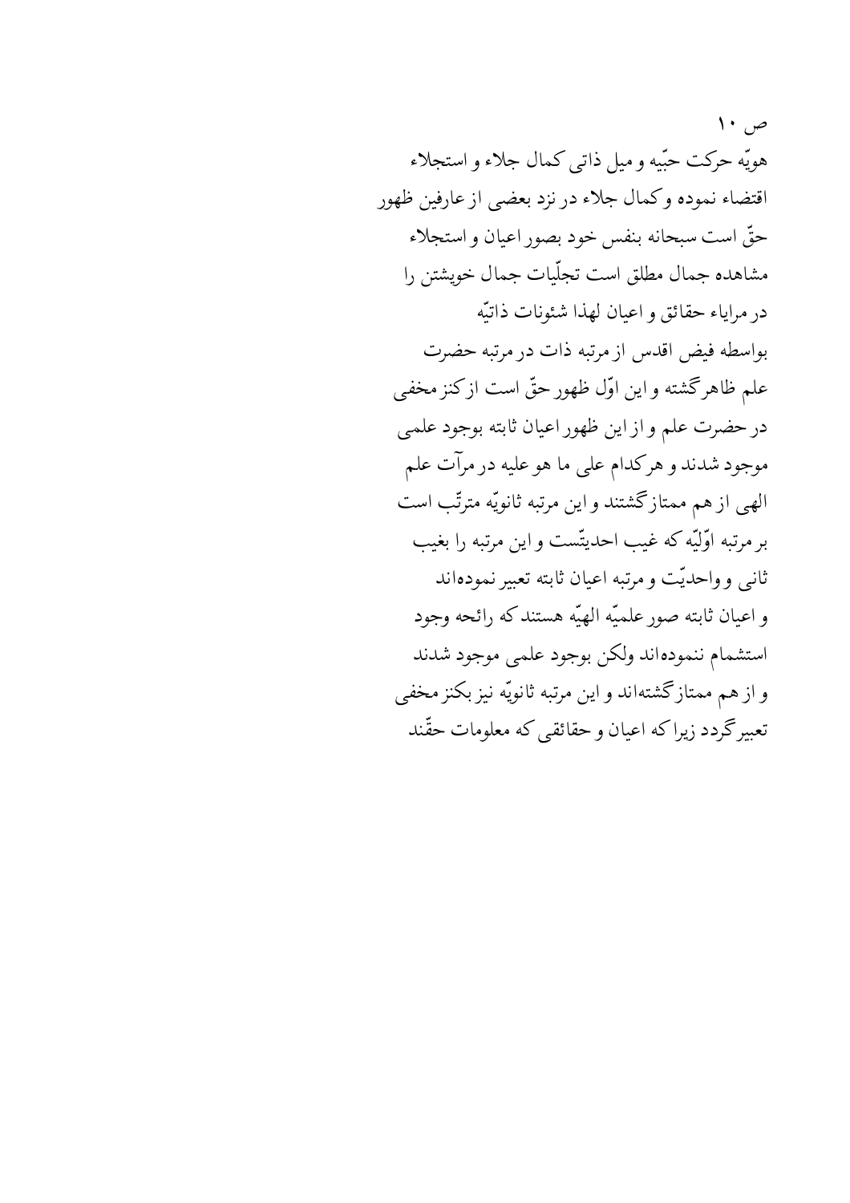هویّه حرکت حبّیه و میل ذاتی کمال جلاء و استجلاء
اقتضاء نموده و کمال جلاء در نزد بعضی از عارفین ظهور
حقّ است سبحانه بنفس خود بصور اعیان و استجلاء
مشاهده جمال مطلق است تجلّیات جمال خویشتن را
در مرایاء حقائق و اعیان لهذا شئونات ذاتیّه
بواسطه فیض اقدس از مرتبه ذات در مرتبه حضرت
علم ظاهر گشته و این اوّل ظهور حقّ است از کنز مخفی
در حضرت علم و از این ظهور اعیان ثابته بوجود علمی
موجود شدند و هر کدام علی ما هو علیه در مرآت علم
الهی از هم ممتاز گشتند و این مرتبه ثانویّه مترتّب است
بر مرتبه اوّلیّه که غیب احدیتّست و این مرتبه را بغیب
ثانی و واحدیّت و مرتبه اعیان ثابته تعبیر نموده‌اند
و اعیان ثابته صور علمیّه الهیّه هستند که رائحه وجود
استشمام ننموده‌اند ولکن بوجود علمی موجود شدند
و از هم ممتاز گشته‌اند و این مرتبه ثانویّه نیز بکنز مخفی
تعبیر گردد زیرا که اعیان و حقائقی که معلومات حقّند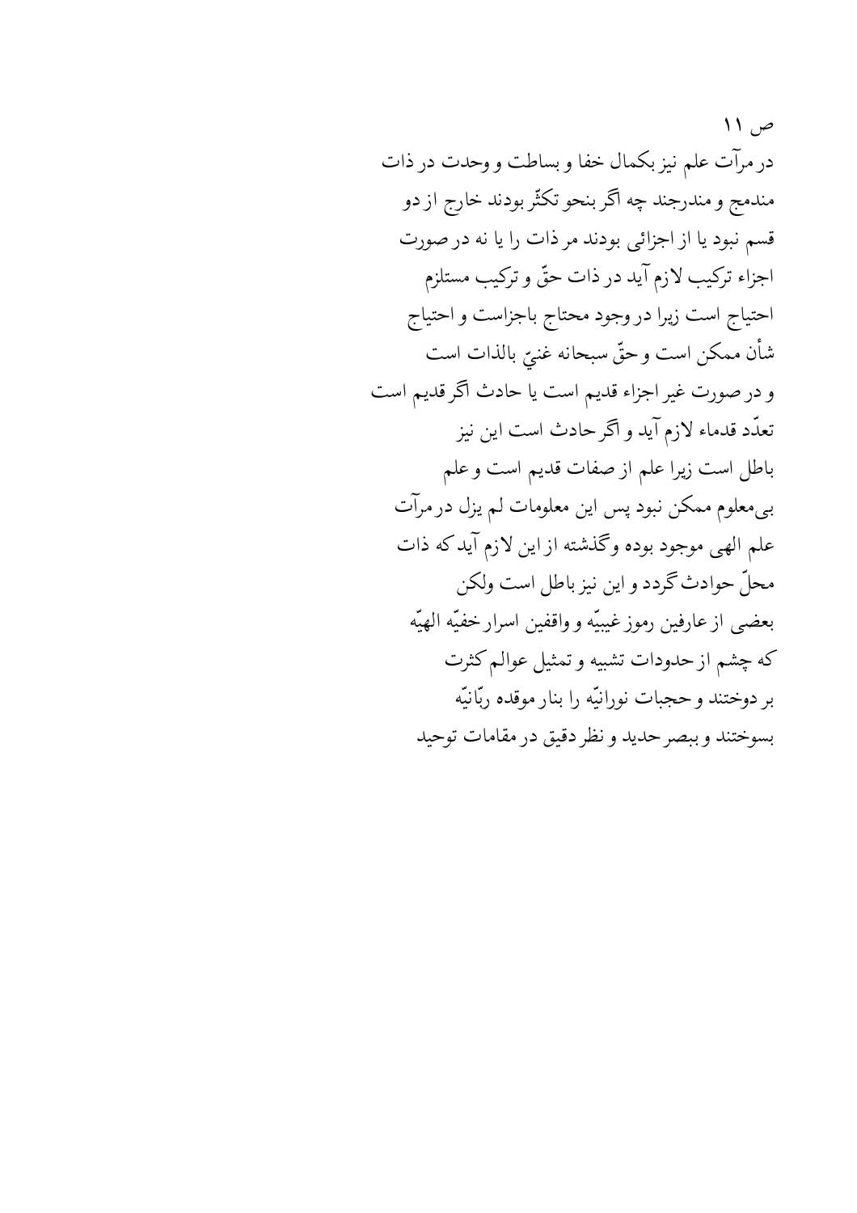ص ۱۱

در مرآت علم نیز بکمال خفا و بساطت و وحدت در ذات
مندمج و مندرجند چه اگر بنحو تکثّر بودند خارج از دو
قسم نبود یا از اجزائی بودند مر ذات را یا نه در صورت
اجزاء ترکیب لازم آید در ذات حقّ و ترکیب مستلزم
احتیاج است زیرا در وجود محتاج باجزاست و احتیاج
شأن ممکن است و حقّ سبحانه غنيّ بالذات است
و در صورت غیر اجزاء قدیم است یا حادث اگر قدیم است
تعدّد قدماء لازم آید و اگر حادث است این نیز
باطل است زیرا علم از صفات قدیم است و علم
بی‌معلوم ممکن نبود پس این معلومات لم یزل در مرآت
علم الهی موجود بوده وگذشته از این لازم آید که ذات
محلّ حوادث گردد و این نیز باطل است ولکن
بعضی از عارفین رموز غیبیّه و واقفین اسرار خفیّه الهیّه
که چشم از حدودات تشبیه و تمثیل عوالم کثرت
بر دوختند و حجبات نورانیّه را بنار موقده ربّانیّه
بسوختند و ببصر حدید و نظر دقیق در مقامات توحید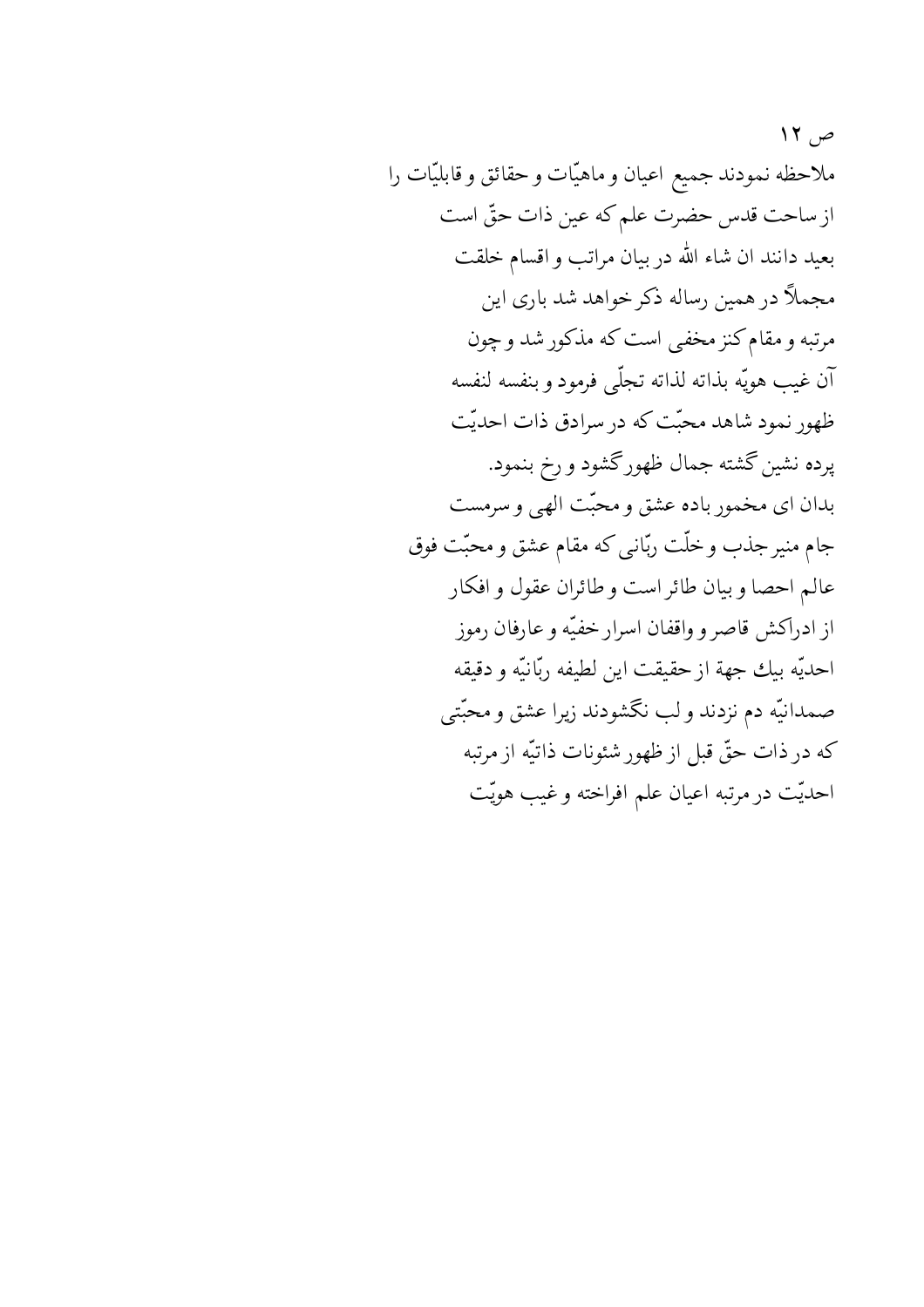ص ۱۲

ملاحظه نمودند جمیع اعیان و ماهیّات و حقائق و قابلیّات را
از ساحت قدس حضرت علم که عین ذات حقّ است
بعید دانند ان شاء الله در بیان مراتب و اقسام خلقت
مجملاً در همین رساله ذکر خواهد شد باری این
مرتبه و مقام کنز مخفی است که مذکور شد و چون
آن غیب هویّه بذاته لذاته تجلّی فرمود و بنفسه لنفسه
ظهور نمود شاهد محبّت که در سرادق ذات احدیّت
پرده نشین گشته جمال ظهور گشود و رخ بنمود.

بدان ای مخمور باده عشق و محبّت الهی و سرمست
جام منیر جذب و خلّت ربّانی که مقام عشق و محبّت فوق
عالم احصا و بیان طائر است و طائران عقول و افکار
از ادراکش قاصر و واقفان اسرار خفیّه و عارفان رموز
احدیّه بیك جهة از حقیقت این لطیفه ربّانیّه و دقیقه
صمدانیّه دم نزدند و لب نگشودند زیرا عشق و محبّتی
که در ذات حقّ قبل از ظهور شئونات ذاتیّه از مرتبه
احدیّت در مرتبه اعیان علم افراخته و غیب هویّت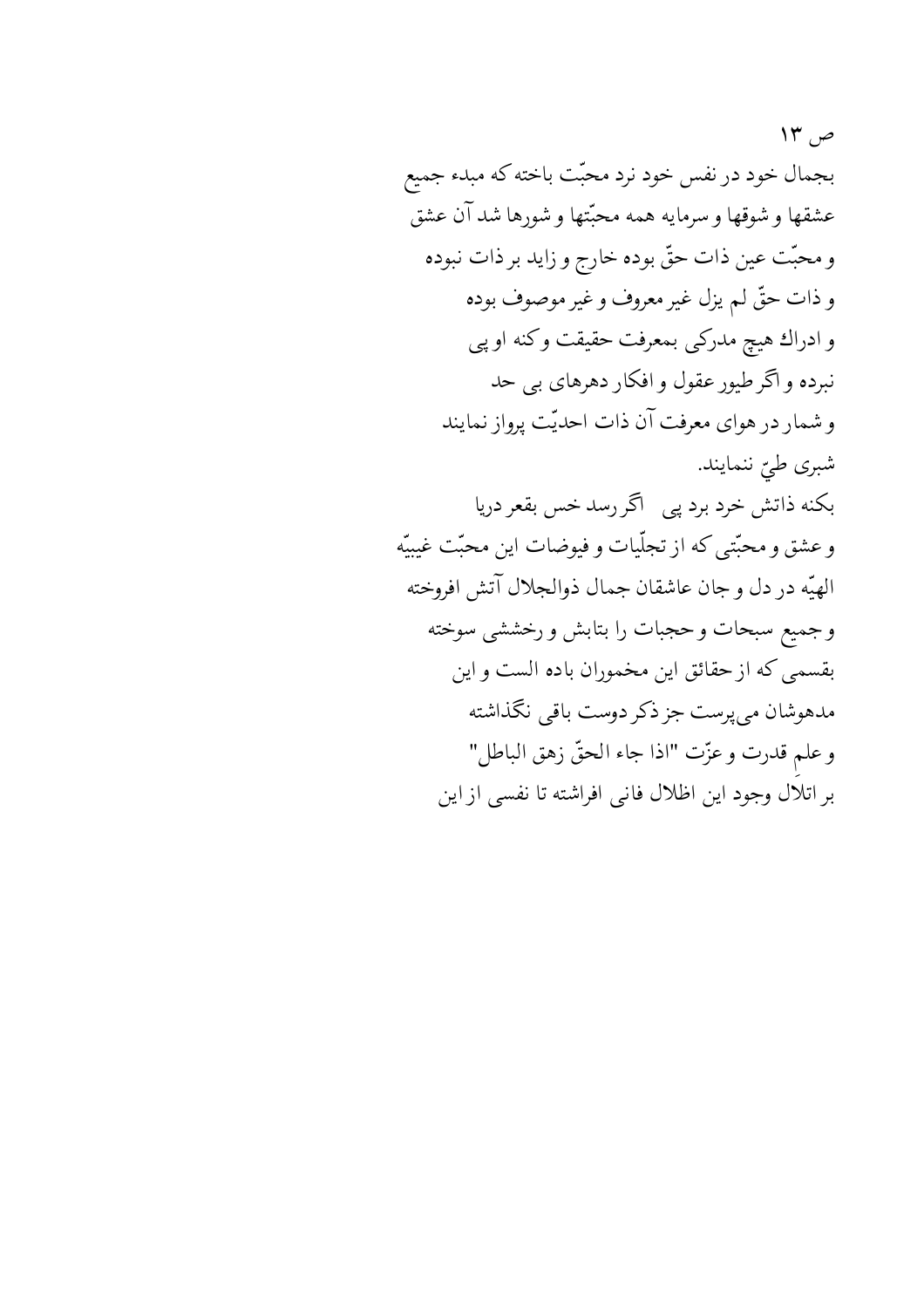ص ۱۳

بجمال خود در نفس خود نرد محبّت باخته که مبدء جمیع
عشقها و شوقها و سرمایه همه محبّتها و شورها شد آن عشق
و محبّت عین ذات حقّ بوده خارج و زاید بر ذات نبوده
و ذات حقّ لم یزل غیر معروف و غیر موصوف بوده
و ادراك هیچ مدرکی بمعرفت حقیقت و کنه او پی
نبرده و اگر طیور عقول و افکار دهرهای بی حد
و شمار در هوای معرفت آن ذات احدیّت پرواز نمایند
شبری طیّ ننمایند.

بکنه ذاتش خرد برد پی   اگر رسد خس بقعر دریا

و عشق و محبّتی که از تجلّیات و فیوضات این محبّت غیبیّه
الهیّه در دل و جان عاشقان جمال ذوالجلال آتش افروخته
و جمیع سبحات و حجبات را بتابش و رخششی سوخته
بقسمی که از حقائق این مخموران باده الست و این
مدهوشان می‌پرست جز ذکر دوست باقی نگذاشته
و علمِ قدرت و عزّت "اذا جاء الحقّ زهق الباطل"
بر اتلال وجود این اظلال فانی افراشته تا نفسی از این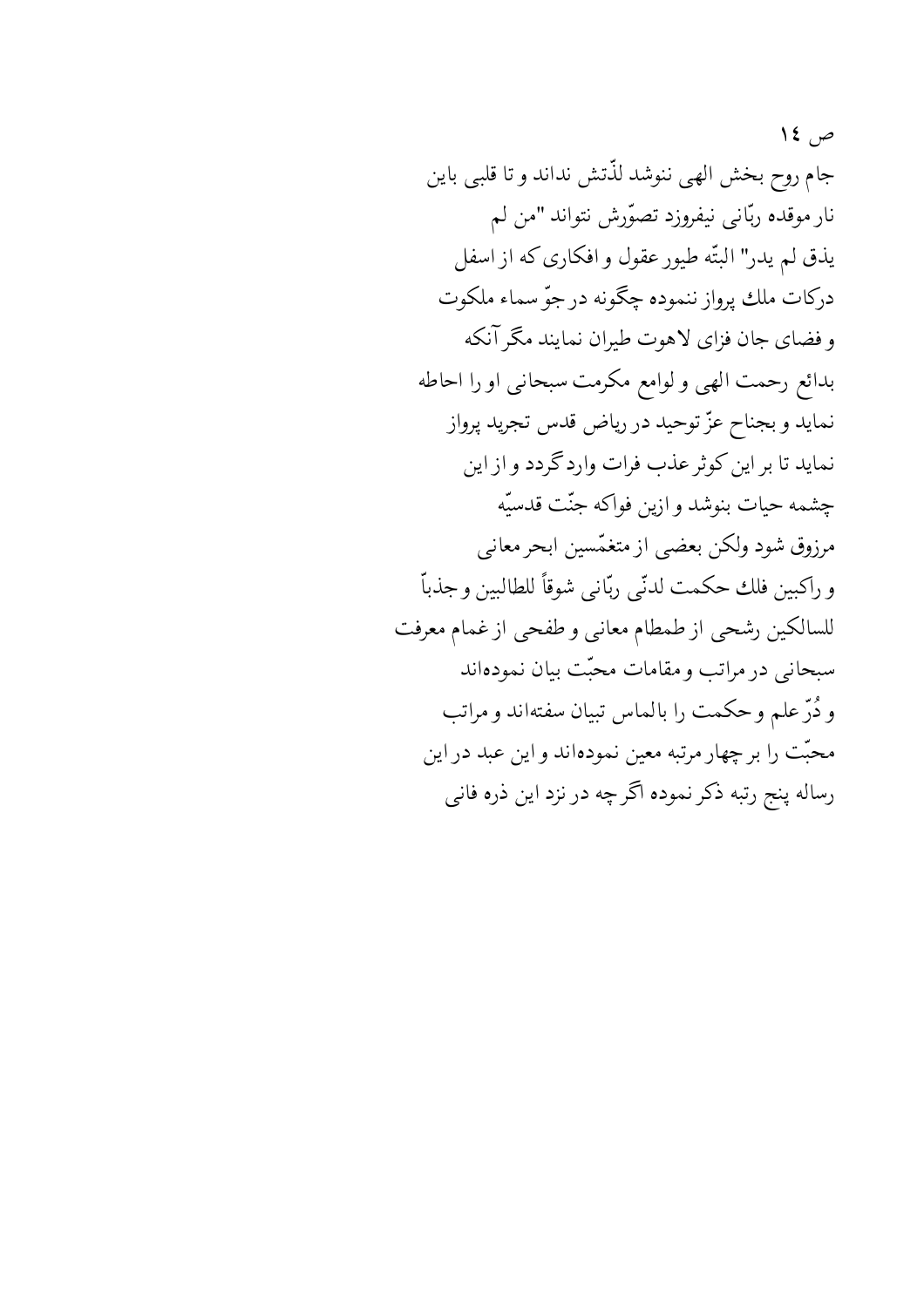ص ١٤

جام روح بخش الهی ننوشد لذّتش نداند و تا قلبی باین
نار موقده ربّانی نیفروزد تصوّرش نتواند "من لم
یذق لم یدر" البتّه طیور عقول و افکاری که از اسفل
درکات ملك پرواز ننموده چگونه در جوّ سماء ملکوت
و فضای جان فزای لاهوت طیران نمایند مگر آنکه
بدائع رحمت الهی و لوامع مکرمت سبحانی او را احاطه
نماید و بجناح عزّ توحید در ریاض قدس تجرید پرواز
نماید تا بر این کوثر عذب فرات وارد گردد و از این
چشمه حیات بنوشد و ازین فواکه جنّت قدسیّه
مرزوق شود ولکن بعضی از متغمّسین ابحر معانی
و راکبین فلك حکمت لدنّی ربّانی شوقاً للطالبین و جذباً
للسالکین رشحی از طمطام معانی و طفحی از غمام معرفت
سبحانی در مراتب و مقامات محبّت بیان نموده‌اند
و دُرّ علم و حکمت را بالماس تبیان سفته‌اند و مراتب
محبّت را بر چهار مرتبه معین نموده‌اند و این عبد در این
رساله پنج رتبه ذکر نموده اگر چه در نزد این ذره فانی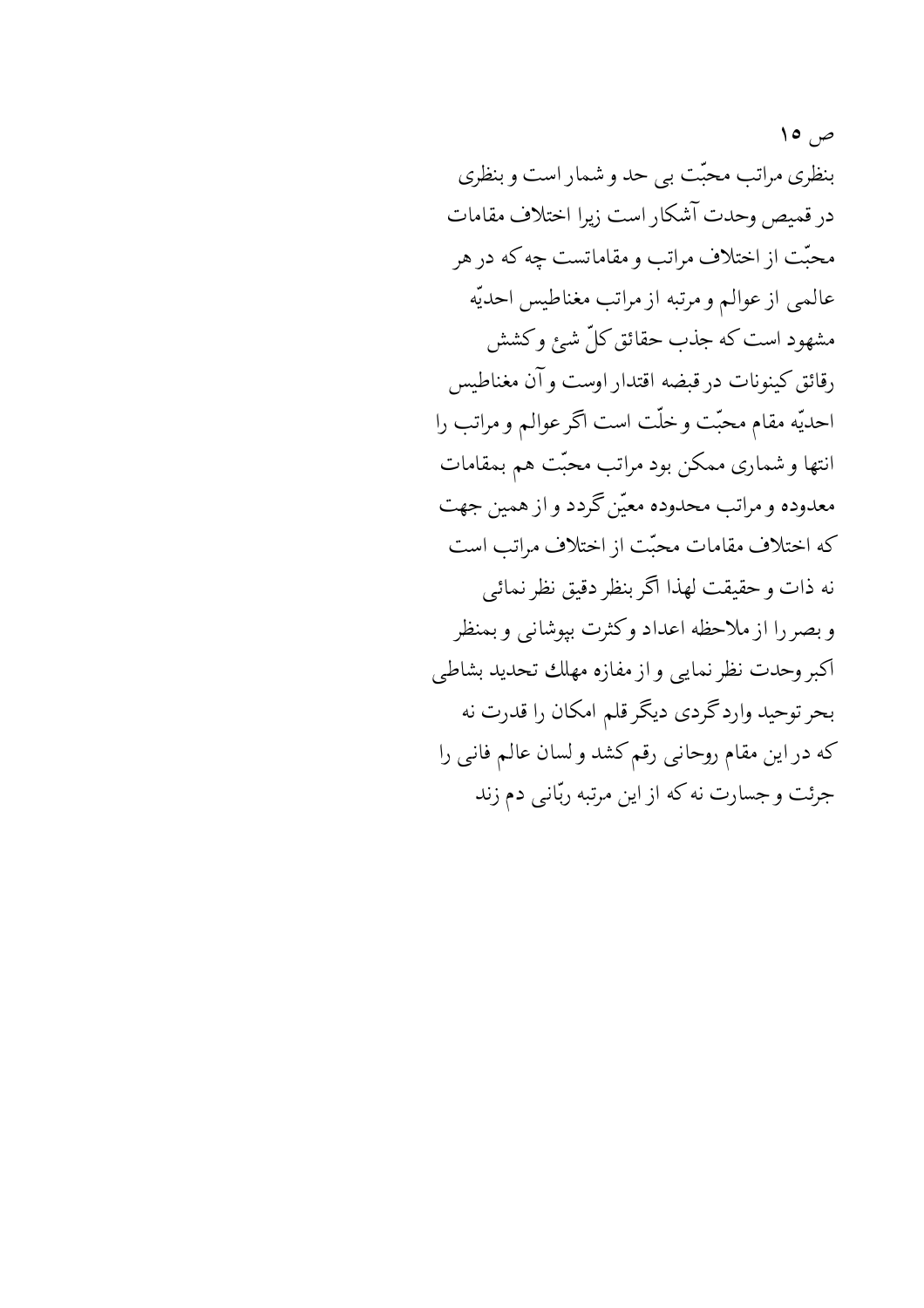ص ۱۵

بنظری مراتب محبّت بی حد و شمار است و بنظری
در قمیص وحدت آشکار است زیرا اختلاف مقامات
محبّت از اختلاف مراتب و مقاماتست چه که در هر
عالمی از عوالم و مرتبه از مراتب مغناطیس احدیّه
مشهود است که جذب حقائق کلّ شئ و کشش
رقائق کینونات در قبضه اقتدار اوست و آن مغناطیس
احدیّه مقام محبّت و خلّت است اگر عوالم و مراتب را
انتها و شماری ممکن بود مراتب محبّت هم بمقامات
معدوده و مراتب محدوده معیّن گردد و از همین جهت
که اختلاف مقامات محبّت از اختلاف مراتب است
نه ذات و حقیقت لهذا اگر بنظر دقیق نظر نمائی
و بصر را از ملاحظه اعداد و کثرت بپوشانی و بمنظر
اکبر وحدت نظر نمایی و از مفازه مهلك تحدید بشاطی
بحر توحید وارد گردی دیگر قلم امکان را قدرت نه
که در این مقام روحانی رقم کشد و لسان عالم فانی را
جرئت و جسارت نه که از این مرتبه ربّانی دم زند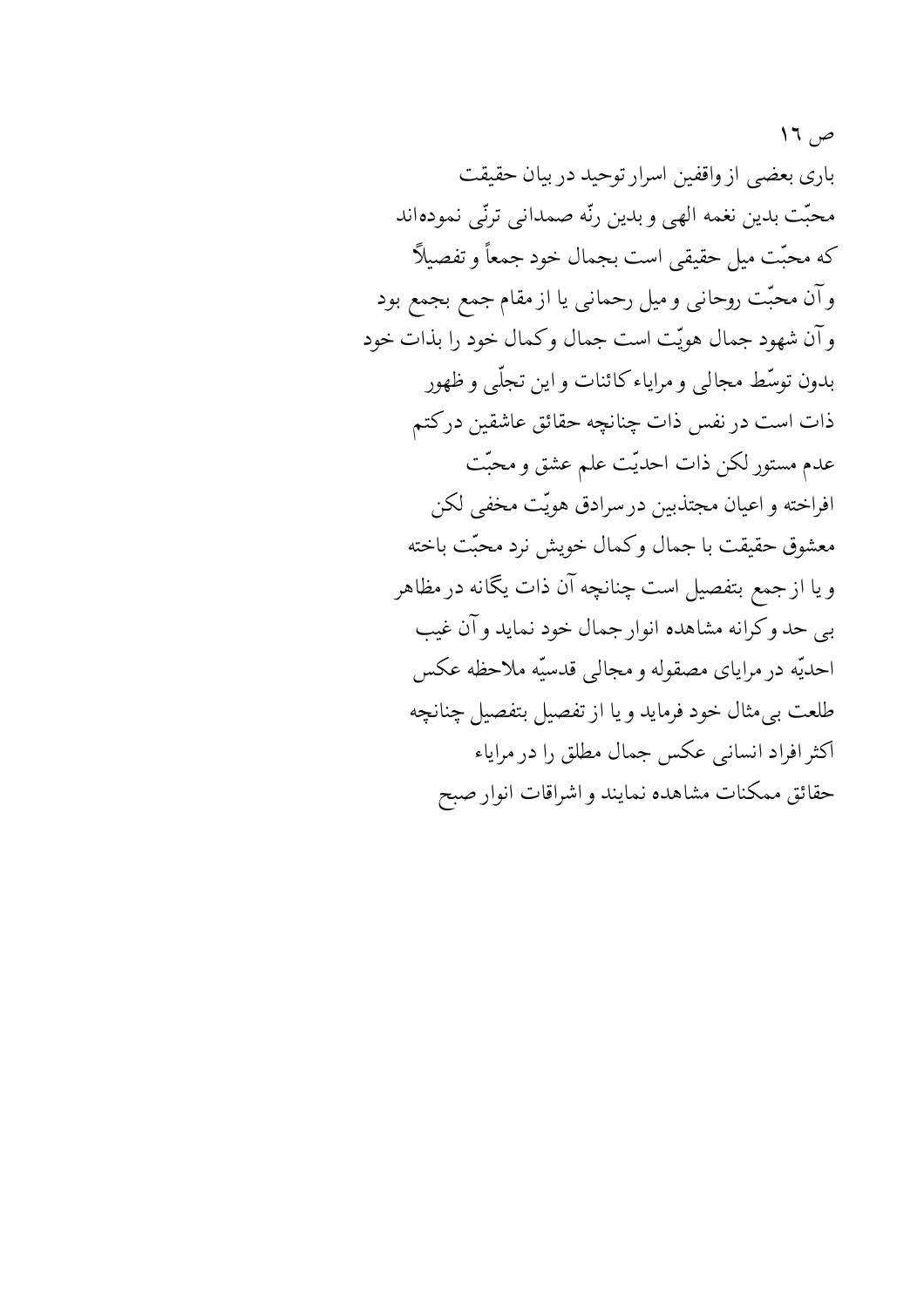ص ١٦

باری بعضی از واقفین اسرار توحید در بیان حقیقت
محبّت بدین نغمه الهی و بدین رنّه صمدانی ترنّی نموده‌اند
که محبّت میل حقیقی است بجمال خود جمعاً و تفصیلاً
و آن محبّت روحانی و میل رحمانی یا از مقام جمع بجمع بود
و آن شهود جمال هویّت است جمال و کمال خود را بذات خود
بدون توسّط مجالی و مرایاء کائنات و این تجلّی و ظهور
ذات است در نفس ذات چنانچه حقائق عاشقین در کتم
عدم مستور لکن ذات احدیّت علم عشق و محبّت
افراخته و اعیان مجتذبین در سرادق هویّت مخفی لکن
معشوق حقیقت با جمال و کمال خویش نرد محبّت باخته
و یا از جمع بتفصیل است چنانچه آن ذات یگانه در مظاهر
بی حد و کرانه مشاهده انوار جمال خود نماید و آن غیب
احدیّه در مرایای مصقوله و مجالی قدسیّه ملاحظه عکس
طلعت بی‌مثال خود فرماید و یا از تفصیل بتفصیل چنانچه
اکثر افراد انسانی عکس جمال مطلق را در مرایاء
حقائق ممکنات مشاهده نمایند و اشراقات انوار صبح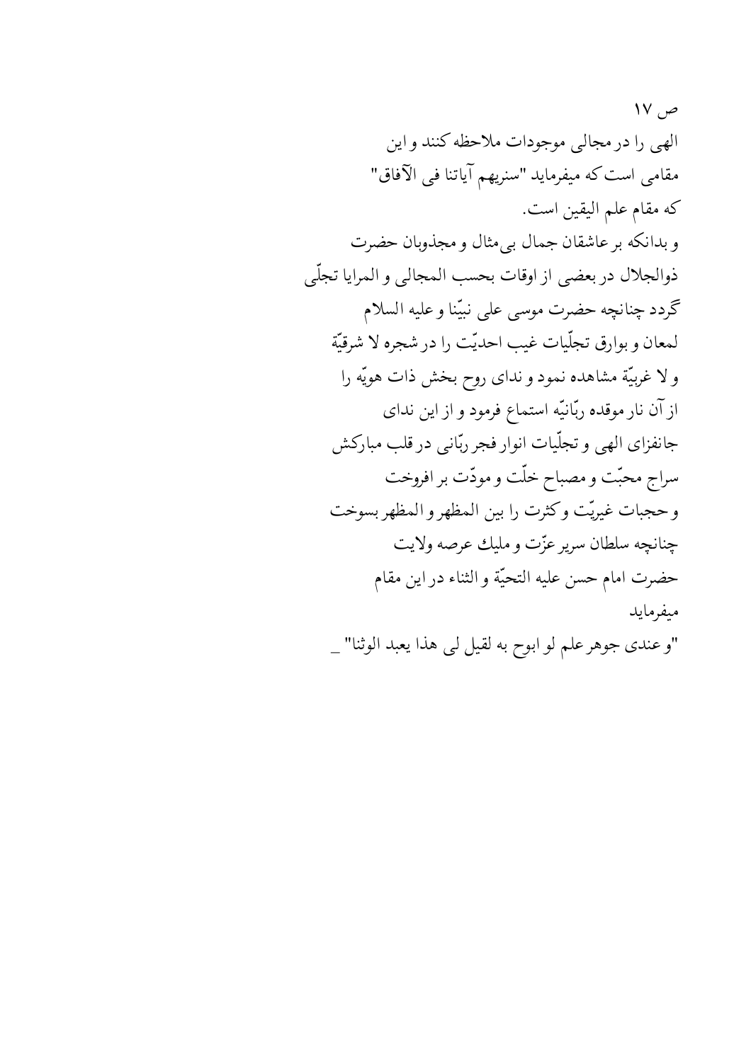ص ۱۷

الهی را در مجالی موجودات ملاحظه کنند و این
مقامی است که میفرماید "سنریهم آیاتنا فی الآفاق"
که مقام علم الیقین است.
و بدانکه بر عاشقان جمال بی‌مثال و مجذوبان حضرت
ذوالجلال در بعضی از اوقات بحسب المجالی و المرایا تجلّی
گردد چنانچه حضرت موسی علی نبیّنا و علیه السلام
لمعان و بوارق تجلّیات غیب احدیّت را در شجره لا شرقیّة
و لا غربیّة مشاهده نمود و ندای روح بخش ذات هویّه را
از آن نار موقده ربّانیّه استماع فرمود و از این ندای
جانفزای الهی و تجلّیات انوار فجر ربّانی در قلب مبارکش
سراج محبّت و مصباح خلّت و مودّت بر افروخت
و حجبات غیریّت و کثرت را بین المظهر و المظهر بسوخت
چنانچه سلطان سریر عزّت و ملیك عرصه ولایت
حضرت امام حسن علیه التحیّة و الثناء در این مقام
میفرماید
"و عندی جوهر علم لو ابوح به لقیل لی هذا یعبد الوثنا" _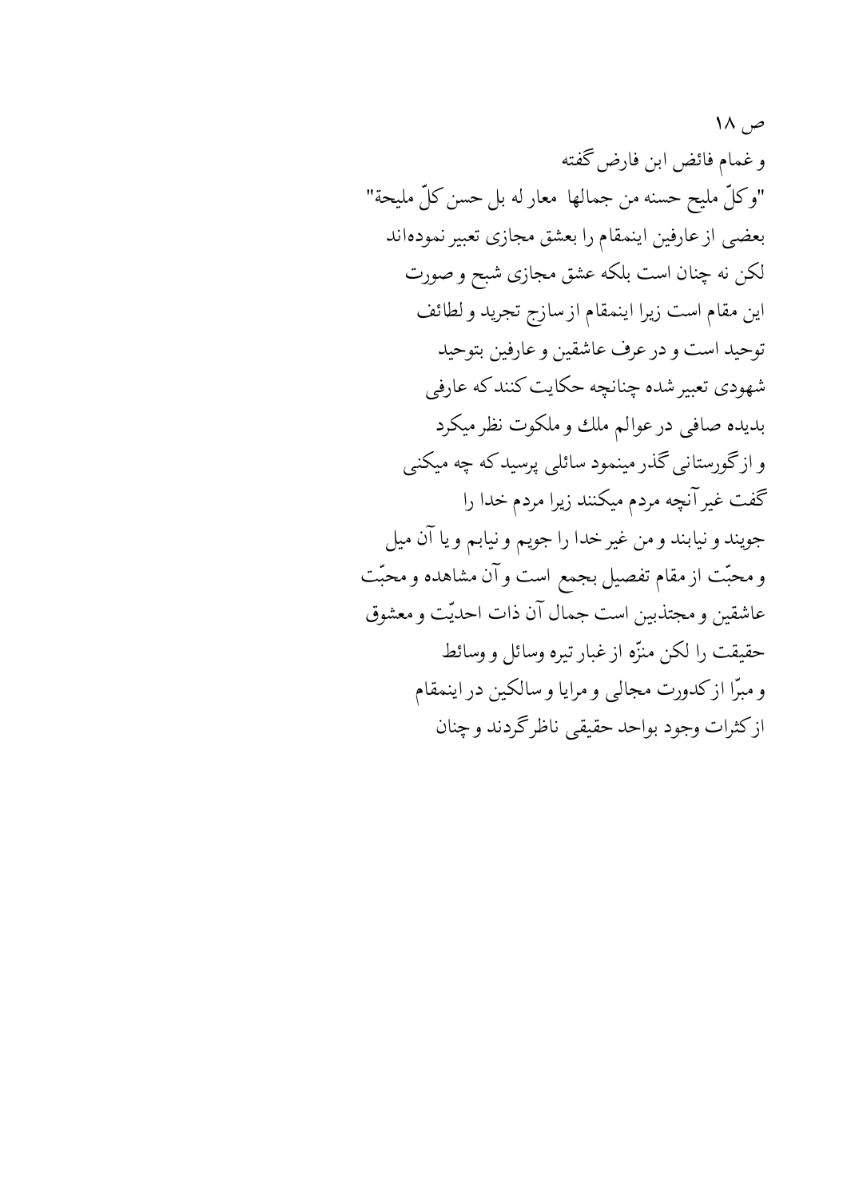ص ۱۸

و غمام فائض ابن فارض گفته

"وكلّ مليح حسنه من جمالها  معار له بل حسن كلّ مليحة"

بعضی از عارفین اینمقام را بعشق مجازی تعبیر نموده‌اند
لکن نه چنان است بلکه عشق مجازی شبح و صورت
این مقام است زیرا اینمقام ازسازج تجرید و لطائف
توحید است و در عرف عاشقین و عارفین بتوحید
شهودی تعبیر شده چنانچه حکایت کنند که عارفی
بدیده صافی در عوالم ملك و ملکوت نظر میکرد
و از گورستانی گذر مینمود سائلی پرسید که چه میکنی
گفت غیر آنچه مردم میکنند زیرا مردم خدا را
جویند و نیابند و من غیر خدا را جویم و نیابم و یا آن میل
و محبّت از مقام تفصیل بجمع است و آن مشاهده و محبّت
عاشقین و مجتذبین است جمال آن ذات احدیّت و معشوق
حقیقت را لکن منزّه از غبار تیره وسائل و وسائط
و مبرّا از کدورت مجالی و مرایا و سالکین در اینمقام
از کثرات وجود بواحد حقیقی ناظر گردند و چنان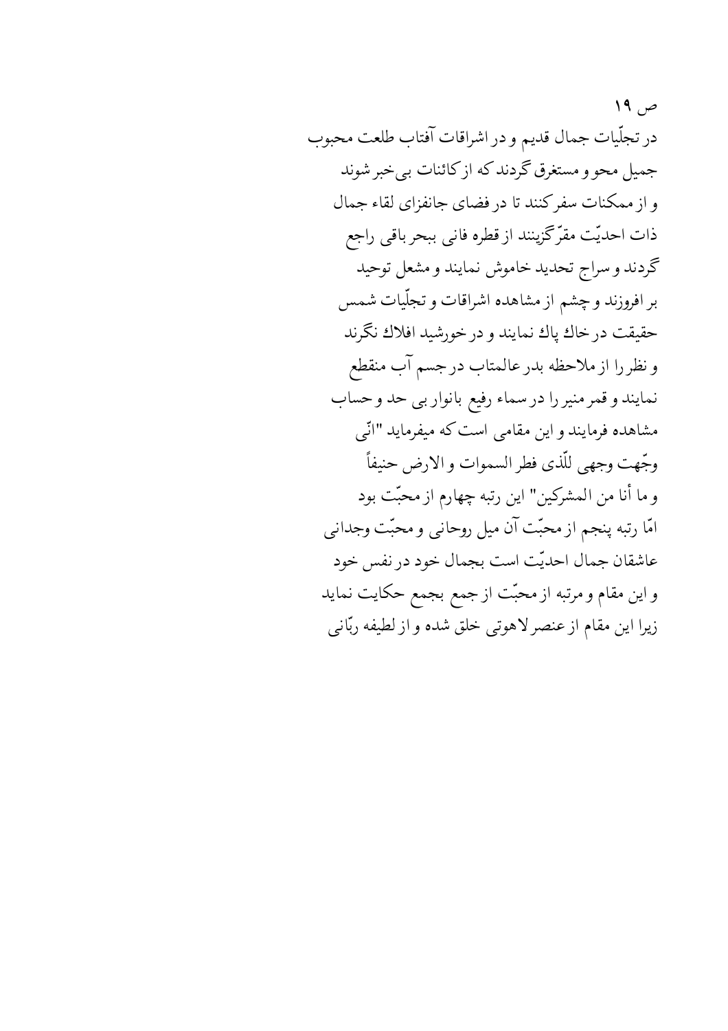ص ۱۹

در تجلّیات جمال قدیم و در اشراقات آفتاب طلعت محبوب
جمیل محو و مستغرق گردند که از کائنات بی‌خبر شوند
و از ممکنات سفر کنند تا در فضای جانفزای لقاء جمال
ذات احدیّت مقرّ گزینند از قطره فانی ببحر باقی راجع
گردند و سراج تحدید خاموش نمایند و مشعل توحید
بر افروزند و چشم از مشاهده اشراقات و تجلّیات شمس
حقیقت در خاك پاك نمایند و در خورشید افلاك نگرند
و نظر را از ملاحظه بدر عالمتاب در جسم آب منقطع
نمایند و قمر منیر را در سماء رفیع بانوار بی حد و حساب
مشاهده فرمایند و این مقامی است که میفرماید "انّی
وجّهت وجهی للّذی فطر السموات و الارض حنیفاً
و ما أنا من المشرکین" این رتبه چهارم از محبّت بود
امّا رتبه پنجم از محبّت آن میل روحانی و محبّت وجدانی
عاشقان جمال احدیّت است بجمال خود در نفس خود
و این مقام و مرتبه از محبّت از جمع بجمع حکایت نماید
زیرا این مقام از عنصر لاهوتی خلق شده و از لطیفه ربّانی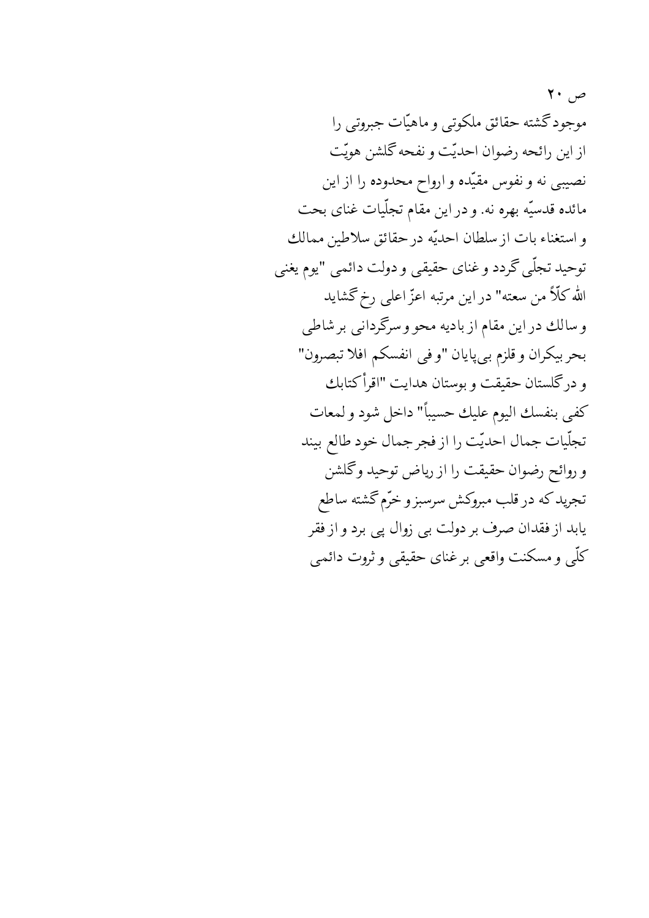ص ۲۰

موجود گشته حقائق ملکوتی و ماهیّات جبروتی را از این رائحه رضوان احدیّت و نفحه گلشن هویّت نصیبی نه و نفوس مقیّده و ارواح محدوده را از این مائده قدسیّه بهره نه. و در این مقام تجلّیات غنای بحت و استغناء بات از سلطان احدیّه در حقائق سلاطین ممالك توحید تجلّی گردد و غنای حقیقی و دولت دائمی "یوم یغنی الله کلّاً من سعته" در این مرتبه اعزّ اعلی رخ گشاید و سالك در این مقام از بادیه محو و سرگردانی بر شاطی بحر بیکران و قلزم بی‌پایان "و فی انفسکم افلا تبصرون" و در گلستان حقیقت و بوستان هدایت "اقرأ کتابك کفی بنفسك الیوم علیك حسیباً" داخل شود و لمعات تجلّیات جمال احدیّت را از فجر جمال خود طالع بیند و روائح رضوان حقیقت را از ریاض توحید و گلشن تجرید که در قلب مبروکش سرسبز و خرّم گشته ساطع یابد از فقدان صرف بر دولت بی زوال پی برد و از فقر کلّی و مسکنت واقعی بر غنای حقیقی و ثروت دائمی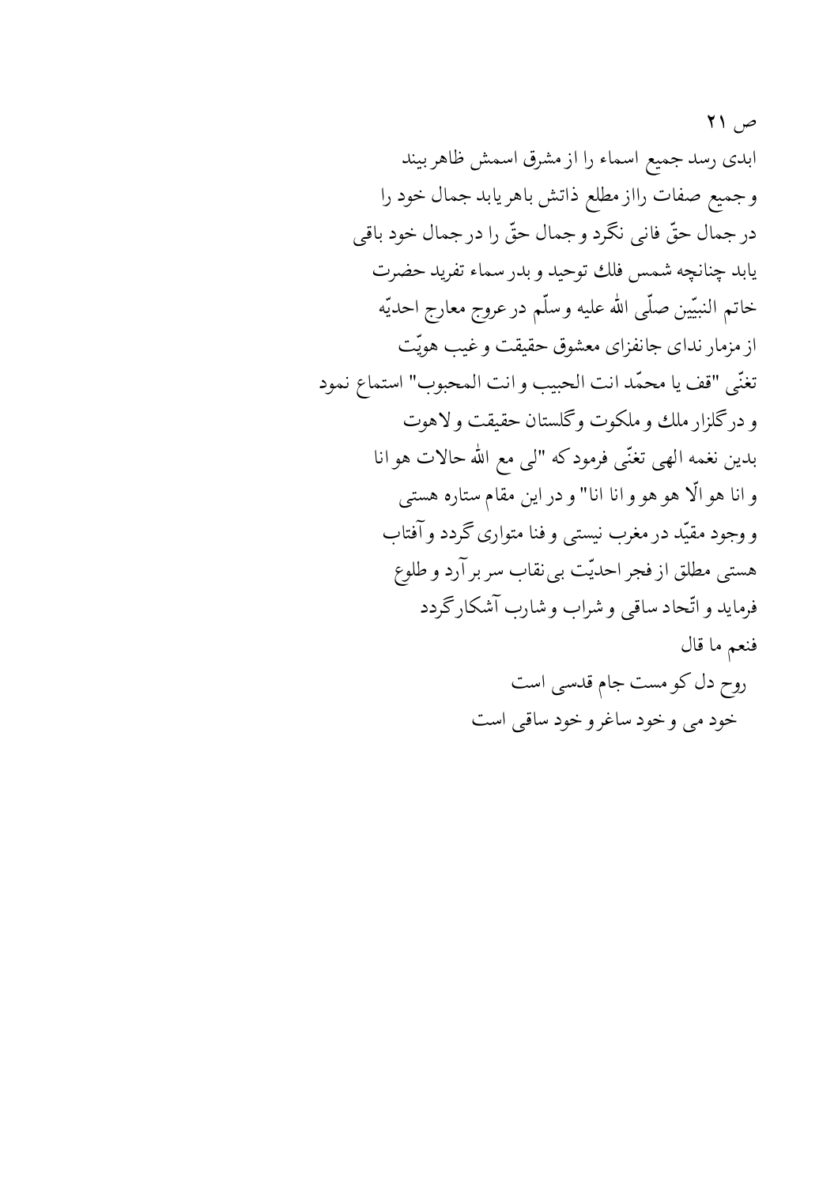ص ۲۱

ابدی رسد جمیع اسماء را از مشرق اسمش ظاهر بیند
و جمیع صفات راازمطلع ذاتش باهر یابد جمال خود را
در جمال حقّ فانی نگرد و جمال حقّ را در جمال خود باقی
یابد چنانچه شمس فلك توحید و بدر سماء تفرید حضرت
خاتم النبیّین صلّی الله علیه و سلّم در عروج معارج احدیّه
از مزمار ندای جانفزای معشوق حقیقت و غیب هویّت
تغنّی "قف یا محمّد انت الحبیب و انت المحبوب" استماع نمود
و در گلزار ملك و ملکوت وگلستان حقیقت و لاهوت
بدین نغمه الهی تغنّی فرمود که "لی مع الله حالات هو انا
و انا هو الّا هو هو و انا انا" و در این مقام ستاره هستی
و وجود مقیّد در مغرب نیستی و فنا متواری گردد و آفتاب
هستی مطلق از فجر احدیّت بی‌نقاب سر بر آرد و طلوع
فرماید و اتّحاد ساقی و شراب و شارب آشکار گردد
فنعم ما قال

روح دل کو مست جام قدسی است
خود می و خود ساغر و خود ساقی است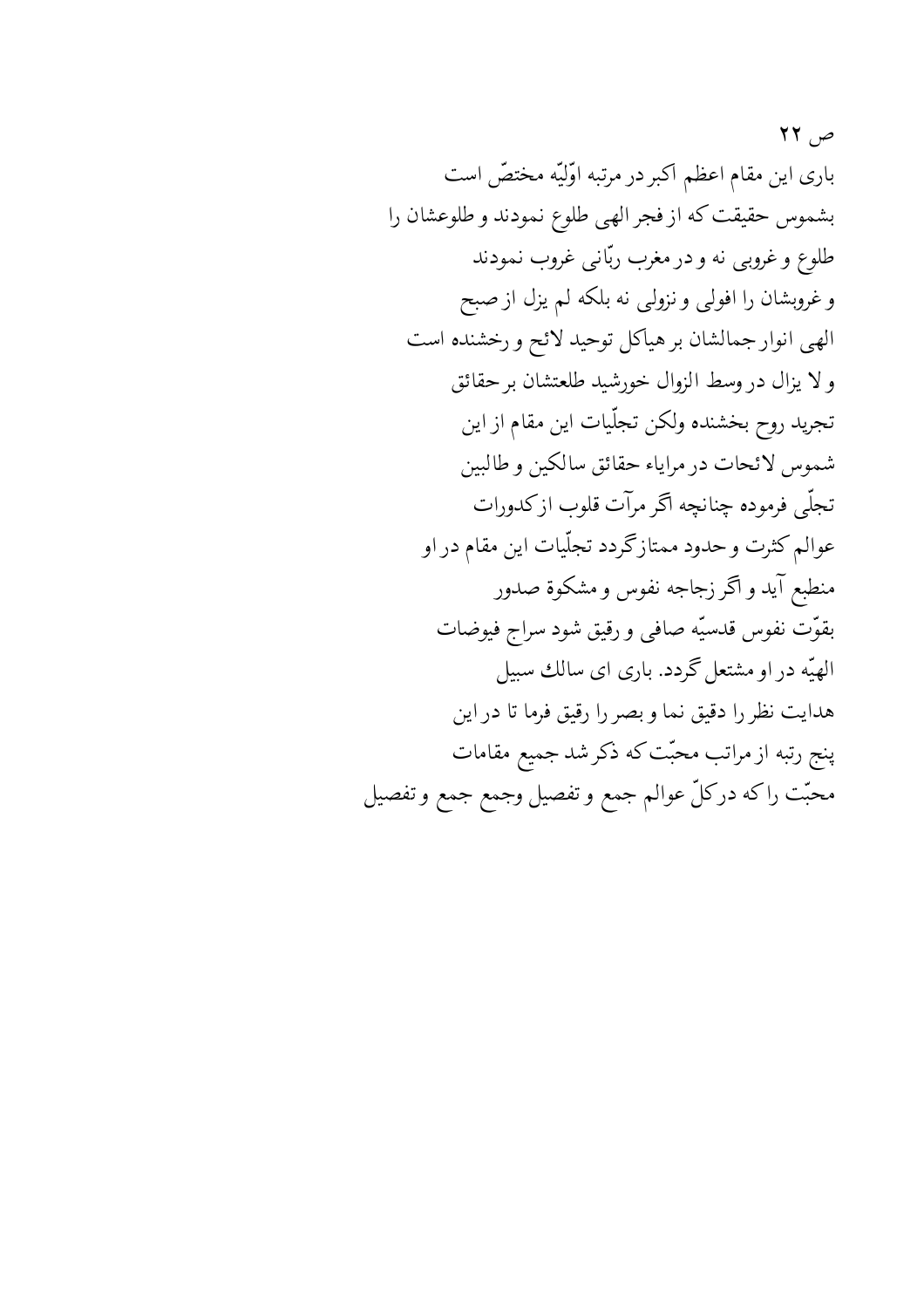ص ۲۲

باری این مقام اعظم اکبر در مرتبه اوّلیّه مختصّ است
بشموس حقیقت که از فجر الهی طلوع نمودند و طلوعشان را
طلوع و غروبی نه و در مغرب ربّانی غروب نمودند
و غروبشان را افولی و نزولی نه بلکه لم یزل از صبح
الهی انوار جمالشان بر هیاکل توحید لائح و رخشنده است
و لا یزال در وسط الزوال خورشید طلعتشان بر حقائق
تجرید روح بخشنده ولکن تجلّیات این مقام از این
شموس لائحات در مرایاء حقائق سالکین و طالبین
تجلّی فرموده چنانچه اگر مرآت قلوب از کدورات
عوالم کثرت و حدود ممتاز گردد تجلّیات این مقام در او
منطبع آید و اگر زجاجه نفوس و مشکوة صدور
بقوّت نفوس قدسیّه صافی و رقیق شود سراج فیوضات
الهیّه در او مشتعل گردد. باری ای سالك سبیل
هدایت نظر را دقیق نما و بصر را رقیق فرما تا در این
پنج رتبه از مراتب محبّت که ذکر شد جمیع مقامات
محبّت را که در کلّ عوالم جمع و تفصیل وجمع جمع و تفصیل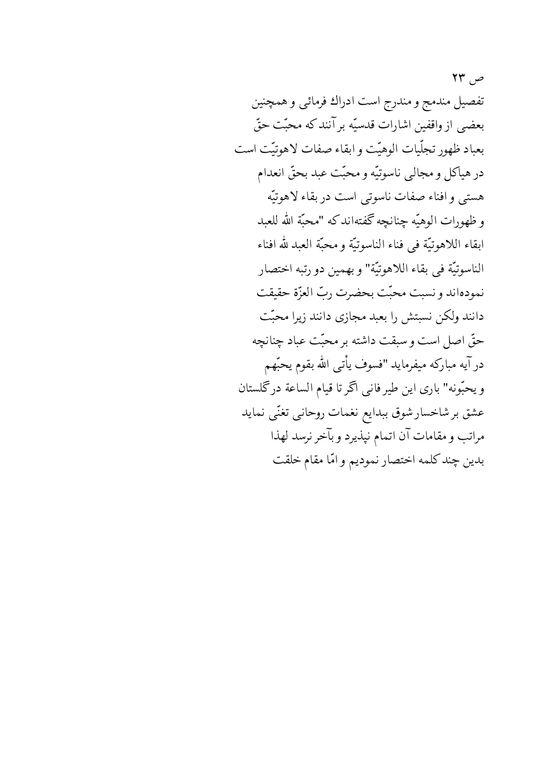تفصیل مندمج و مندرج است ادراك فرمائی و همچنین بعضی از واقفین اشارات قدسیّه برآنند که محبّت حقّ بعباد ظهور تجلّیات الوهیّت و ابقاء صفات لاهوتیّت است در هیاکل و مجالی ناسوتیّه و محبّت عبد بحقّ انعدام هستی و افناء صفات ناسوتی است در بقاء لاهوتیّه و ظهورات الوهیّه چنانچه گفته‌اند که "محبّة الله للعبد ابقاء اللاهوتیّة فی فناء الناسوتیّة و محبّة العبد لله افناء الناسوتیّة فی بقاء اللاهوتیّة" و بهمین دو رتبه اختصار نموده‌اند و نسبت محبّت بحضرت ربّ العزّة حقیقت دانند ولکن نسبتش را بعبد مجازی دانند زیرا محبّت حقّ اصل است و سبقت داشته بر محبّت عباد چنانچه در آیه مبارکه میفرماید "فسوف یأتی الله بقوم یحبّهم و یحبّونه" باری این طیر فانی اگر تا قیام الساعة درگلستان عشق بر شاخسار شوق ببدایع نغمات روحانی تغنّی نماید مراتب و مقامات آن اتمام نپذیرد و بآخر نرسد لهذا بدین چند کلمه اختصار نمودیم و امّا مقام خلقت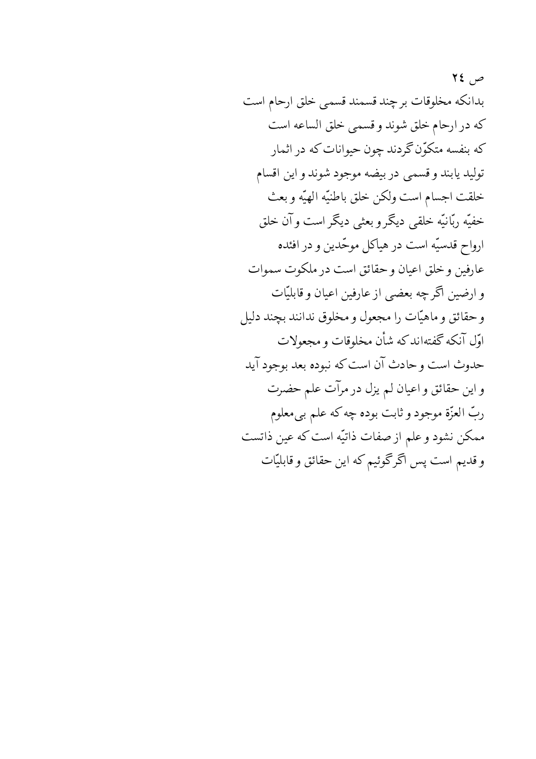ص ٢٤

بدانکه مخلوقات بر چند قسمند قسمی خلق ارحام است
که در ارحام خلق شوند و قسمی خلق الساعه است
که بنفسه متکوّن گردند چون حیوانات که در اثمار
تولید یابند و قسمی در بیضه موجود شوند و این اقسام
خلقت اجسام است ولکن خلق باطنیّه الهیّه و بعث
خفیّه ربّانیّه خلقی دیگر و بعثی دیگر است و آن خلق
ارواح قدسیّه است در هیاکل موحّدین و در افئده
عارفین و خلق اعیان و حقائق است در ملکوت سموات
و ارضین اگر چه بعضی از عارفین اعیان و قابلیّات
و حقائق و ماهیّات را مجعول و مخلوق ندانند بچند دلیل
اوّل آنکه گفته‌اند که شأن مخلوقات و مجعولات
حدوث است و حادث آن است که نبوده بعد بوجود آید
و این حقائق و اعیان لم یزل در مرآت علم حضرت
ربّ العزّة موجود و ثابت بوده چه که علم بی‌معلوم
ممکن نشود و علم از صفات ذاتیّه است که عین ذاتست
و قدیم است پس اگر گوئیم که این حقائق و قابلیّات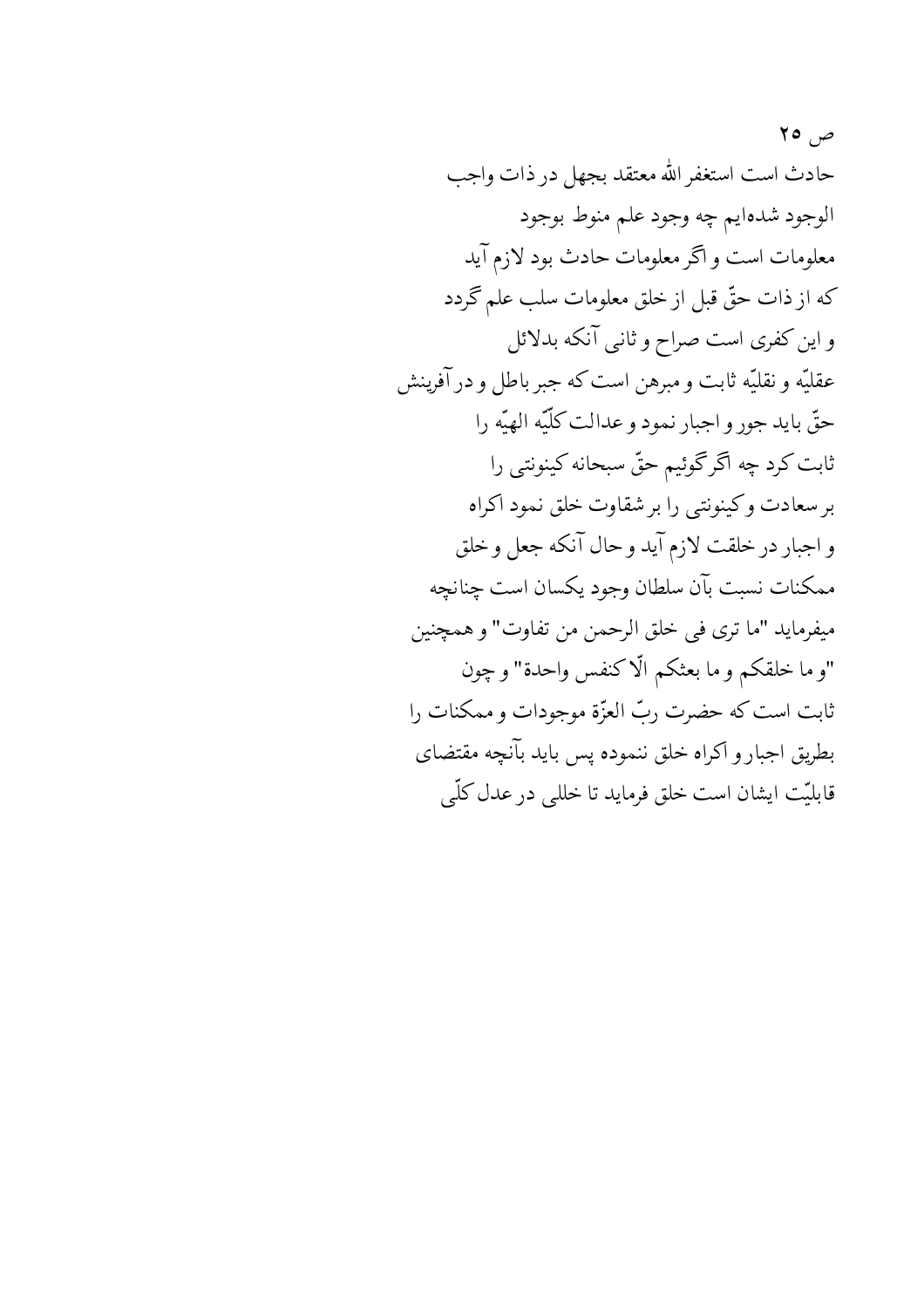ص ۲۵

حادث است استغفر الله معتقد بجهل در ذات واجب
الوجود شده‌ایم چه وجود علم منوط بوجود
معلومات است و اگر معلومات حادث بود لازم آید
که از ذات حقّ قبل از خلق معلومات سلب علم گردد
و این کفری است صراح و ثانی آنکه بدلائل
عقلیّه و نقلیّه ثابت و مبرهن است که جبر باطل و در آفرینش
حقّ باید جور و اجبار نمود و عدالت کلّیّه الهیّه را
ثابت کرد چه اگر گوئیم حقّ سبحانه کینونتی را
بر سعادت و کینونتی را بر شقاوت خلق نمود اکراه
و اجبار در خلقت لازم آید و حال آنکه جعل و خلق
ممکنات نسبت بآن سلطان وجود یکسان است چنانچه
میفرماید "ما تری فی خلق الرحمن من تفاوت" و همچنین
"و ما خلقکم و ما بعثکم الّا کنفس واحدة" و چون
ثابت است که حضرت ربّ العزّة موجودات و ممکنات را
بطریق اجبار و اکراه خلق ننموده پس باید بآنچه مقتضای
قابلیّت ایشان است خلق فرماید تا خللی در عدل کلّی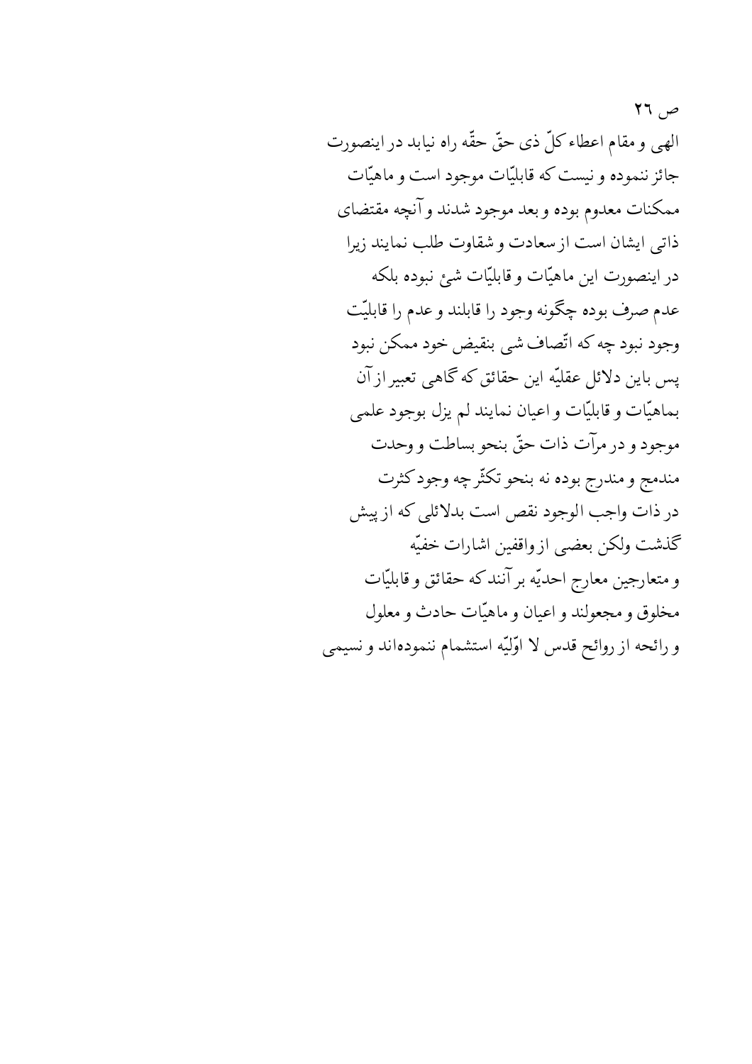ص ٢٦

الهی و مقام اعطاء کلّ ذی حقّ حقّه راه نیابد در اینصورت
جائز ننموده و نیست که قابلیّات موجود است و ماهیّات
ممکنات معدوم بوده و بعد موجود شدند و آنچه مقتضای
ذاتی ایشان است از سعادت و شقاوت طلب نمایند زیرا
در اینصورت این ماهیّات و قابلیّات شئ نبوده بلکه
عدم صرف بوده چگونه وجود را قابلند و عدم را قابلیّت
وجود نبود چه که اتّصاف شی بنقیض خود ممکن نبود
پس باین دلائل عقلیّه این حقائق که گاهی تعبیر از آن
بماهیّات و قابلیّات و اعیان نمایند لم یزل بوجود علمی
موجود و در مرآت ذات حقّ بنحو بساطت و وحدت
مندمج و مندرج بوده نه بنحو تکثّر چه وجود کثرت
در ذات واجب الوجود نقص است بدلائلی که از پیش
گذشت ولکن بعضی از واقفین اشارات خفیّه
و متعارجین معارج احدیّه بر آنند که حقائق و قابلیّات
مخلوق و مجعولند و اعیان و ماهیّات حادث و معلول
و رائحه از روائح قدس لا اوّلیّه استشمام ننموده‌اند و نسیمی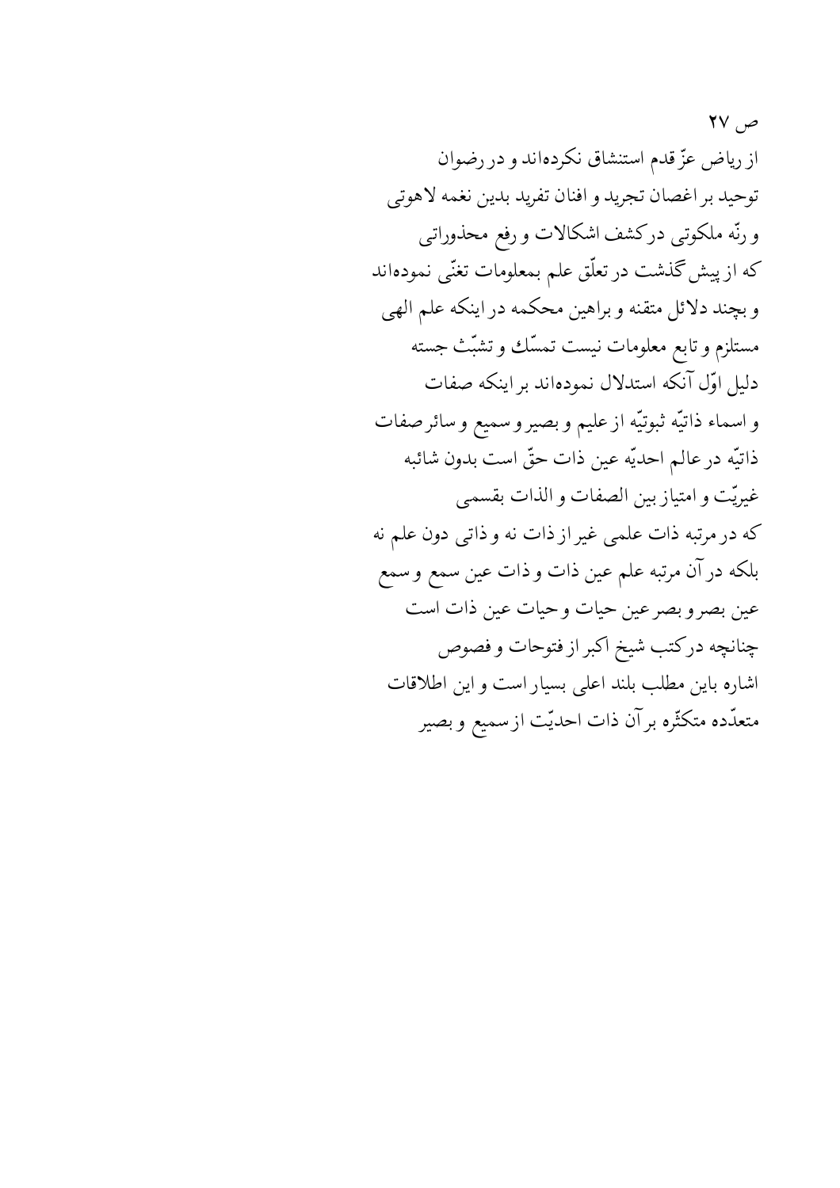ص ۲۷

از ریاض عزّ قدم استنشاق نکرده‌اند و در رضوان
توحید بر اغصان تجرید و افنان تفرید بدین نغمه لاهوتی
و رنّه ملکوتی در کشف اشکالات و رفع محذوراتی
که از پیش گذشت در تعلّق علم بمعلومات تغنّی نموده‌اند
و بچند دلائل متقنه و براهین محکمه در اینکه علم الهی
مستلزم و تابع معلومات نیست تمسّك و تشبّث جسته
دلیل اوّل آنکه استدلال نموده‌اند بر اینکه صفات
و اسماء ذاتیّه ثبوتیّه از علیم و بصیر و سمیع و سائر صفات
ذاتیّه در عالم احدیّه عین ذات حقّ است بدون شائبه
غیریّت و امتیاز بین الصفات و الذات بقسمی
که در مرتبه ذات علمی غیر از ذات نه و ذاتی دون علم نه
بلکه در آن مرتبه علم عین ذات و ذات عین سمع و سمع
عین بصر و بصر عین حیات و حیات عین ذات است
چنانچه در کتب شیخ اکبر از فتوحات و فصوص
اشاره باین مطلب بلند اعلی بسیار است و این اطلاقات
متعدّده متکثّره بر آن ذات احدیّت از سمیع و بصیر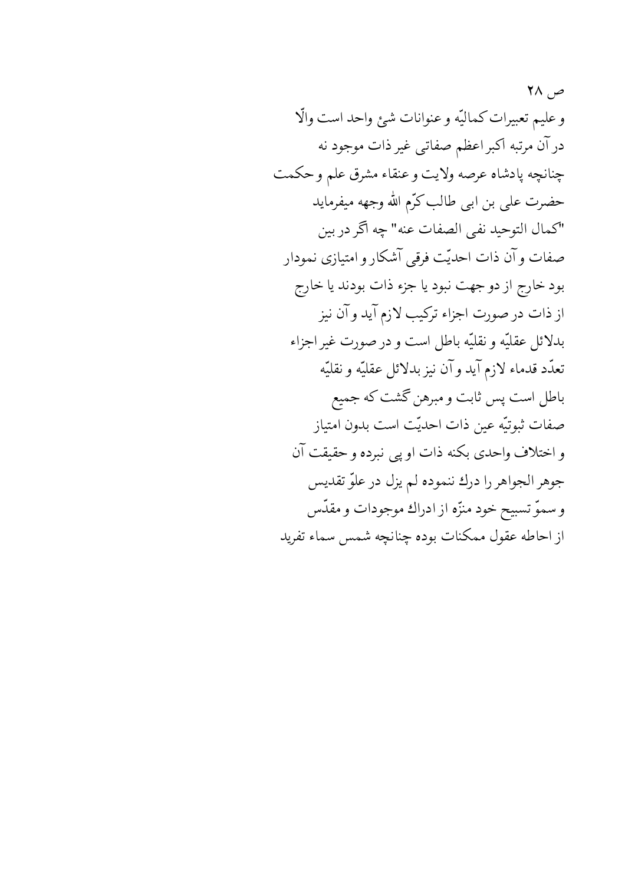ص ۲۸

و علیم تعبیرات کمالیّه و عنوانات شئ واحد است والّا
در آن مرتبه اکبر اعظم صفاتی غیر ذات موجود نه
چنانچه پادشاه عرصه ولایت و عنقاء مشرق علم و حکمت
حضرت علی بن ابی طالب کرّم الله وجهه میفرماید
"کمال التوحید نفی الصفات عنه" چه اگر در بین
صفات و آن ذات احدیّت فرقی آشکار و امتیازی نمودار
بود خارج از دو جهت نبود یا جزء ذات بودند یا خارج
از ذات در صورت اجزاء ترکیب لازم آید و آن نیز
بدلائل عقلیّه و نقلیّه باطل است و در صورت غیر اجزاء
تعدّد قدماء لازم آید و آن نیز بدلائل عقلیّه و نقلیّه
باطل است پس ثابت و مبرهن گشت که جمیع
صفات ثبوتیّه عین ذات احدیّت است بدون امتیاز
و اختلاف واحدی بکنه ذات او پی نبرده و حقیقت آن
جوهر الجواهر را درك ننموده لم یزل در علوّ تقدیس
و سموّ تسبیح خود منزّه از ادراك موجودات و مقدّس
از احاطه عقول ممکنات بوده چنانچه شمس سماء تفرید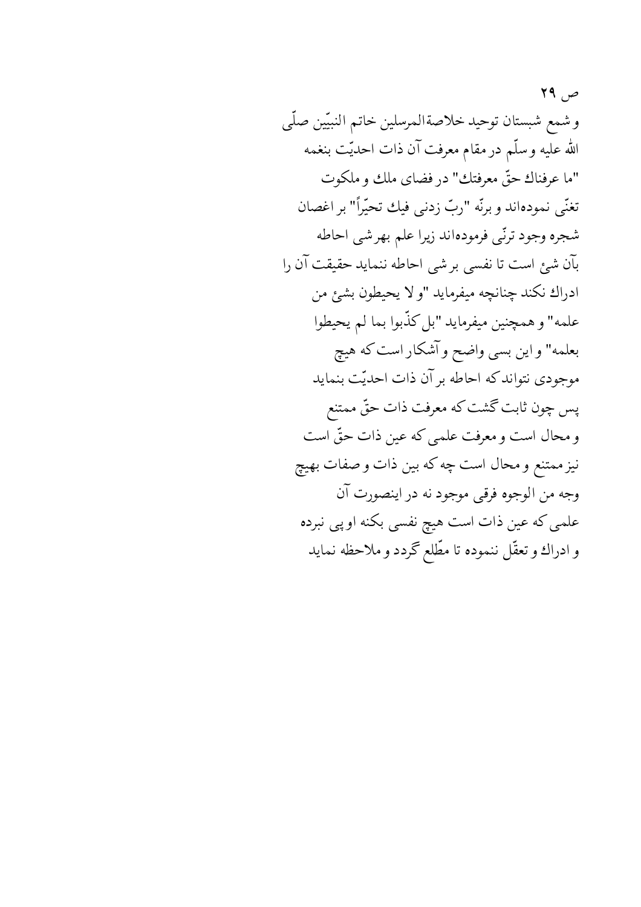و شمع شبستان توحید خلاصة‌المرسلین خاتم النبیّین صلّی الله علیه و سلّم در مقام معرفت آن ذات احدیّت بنغمه "ما عرفناك حقّ معرفتك" در فضای ملك و ملكوت تغنّی نموده‌اند و برنّه "ربّ زدنی فیك تحیّراً" بر اغصان شجره وجود ترنّی فرموده‌اند زیرا علم بهرشی احاطه بآن شئ است تا نفسی بر شی احاطه ننماید حقیقت آن را ادراك نكند چنانچه میفرماید "و لا یحیطون بشئ من علمه" و همچنین میفرماید "بل كذّبوا بما لم یحیطوا بعلمه" و این بسی واضح و آشكار است كه هیچ موجودی نتواند كه احاطه بر آن ذات احدیّت بنماید پس چون ثابت گشت كه معرفت ذات حقّ ممتنع و محال است و معرفت علمی كه عین ذات حقّ است نیز ممتنع و محال است چه كه بین ذات و صفات بهیچ وجه من الوجوه فرقی موجود نه در اینصورت آن علمی كه عین ذات است هیچ نفسی بكنه او پی نبرده و ادراك و تعقّل ننموده تا مطّلع گردد و ملاحظه نماید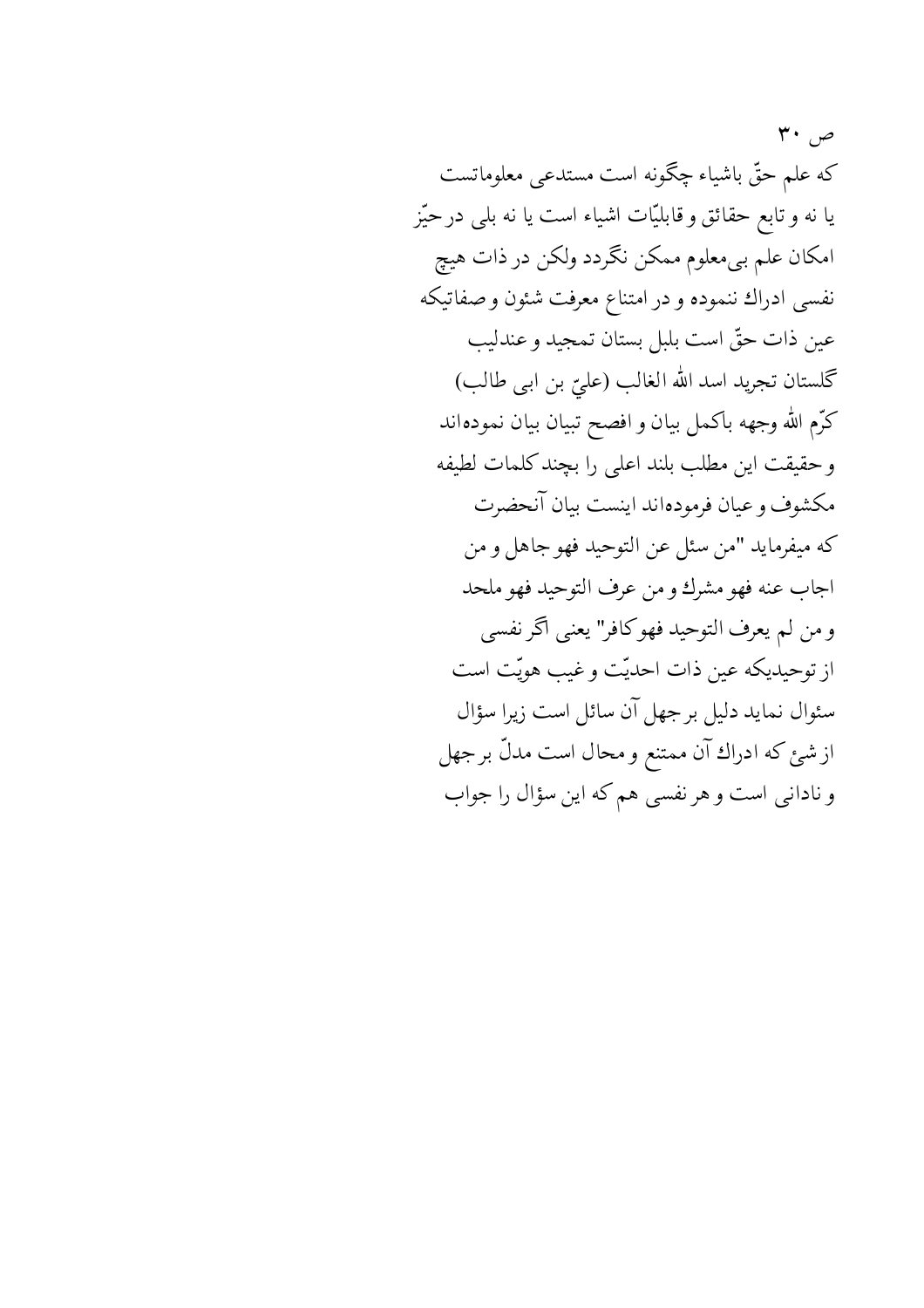ص ۳۰

که علم حقّ باشیاء چگونه است مستدعی معلوماتست یا نه و تابع حقائق و قابلیّات اشیاء است یا نه بلی در حیّز امکان علم بی‌معلوم ممکن نگردد ولکن در ذات هیچ نفسی ادراك ننموده و در امتناع معرفت شئون و صفاتیکه عین ذات حقّ است بلبل بستان تمجید و عندلیب گلستان تجرید اسد الله الغالب (عليّ بن ابی طالب) کرّم الله وجهه باکمل بیان و افصح تبیان بیان نموده‌اند و حقیقت این مطلب بلند اعلی را بچند کلمات لطیفه مکشوف و عیان فرموده‌اند اینست بیان آنحضرت که میفرماید "من سئل عن التوحيد فهو جاهل و من اجاب عنه فهو مشرك و من عرف التوحيد فهو ملحد و من لم يعرف التوحيد فهو كافر" یعنی اگر نفسی از توحیدیکه عین ذات احدیّت و غیب هویّت است سئوال نماید دلیل بر جهل آن سائل است زیرا سؤال از شئ که ادراك آن ممتنع و محال است مدلّ بر جهل و نادانی است و هر نفسی هم که این سؤال را جواب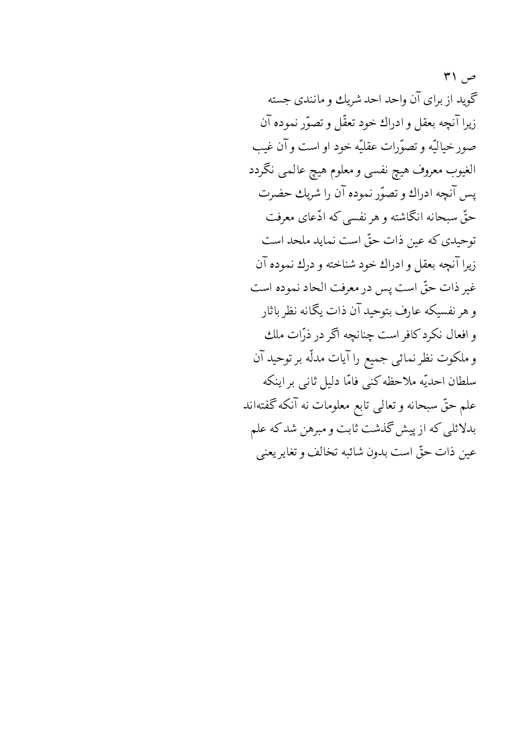ص ۳۱

گوید از برای آن واحد احد شریك و مانندی جسته
زیرا آنچه بعقل و ادراك خود تعقّل و تصوّر نموده آن
صور خیالیّه و تصوّرات عقلیّه خود او است و آن غیب
الغیوب معروف هیچ نفسی و معلوم هیچ عالمی نگردد
پس آنچه ادراك و تصوّر نموده آن را شریك حضرت
حقّ سبحانه انگاشته و هر نفسی که ادّعای معرفت
توحیدی که عین ذات حقّ است نماید ملحد است
زیرا آنچه بعقل و ادراك خود شناخته و درك نموده آن
غیر ذات حقّ است پس در معرفت الحاد نموده است
و هر نفسیکه عارف بتوحید آن ذات یگانه نظر باثار
و افعال نکرد کافر است چنانچه اگر در ذرّات ملك
و ملکوت نظر نمائی جمیع را آیات مدلّه بر توحید آن
سلطان احدیّه ملاحظه کنی فامّا دلیل ثانی بر اینکه
علم حقّ سبحانه و تعالی تابع معلومات نه آنکه گفته‌اند
بدلائلی که از پیش گذشت ثابت و مبرهن شد که علم
عین ذات حقّ است بدون شائبه تخالف و تغایر یعنی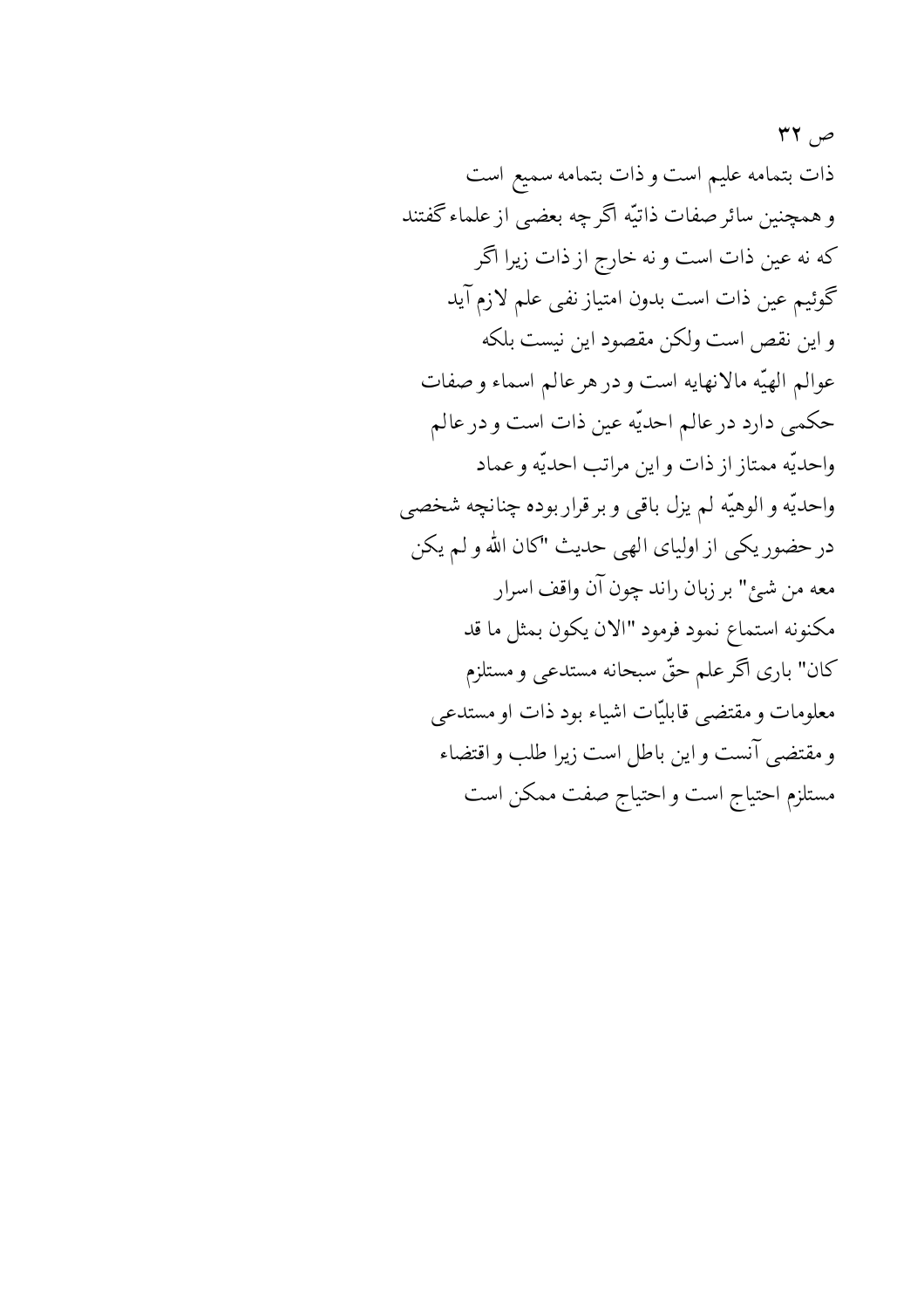ص ۳۲

ذات بتمامه علیم است و ذات بتمامه سمیع است و همچنین سائر صفات ذاتیّه اگرچه بعضی از علماء گفتند که نه عین ذات است و نه خارج از ذات زیرا اگر گوئیم عین ذات است بدون امتیاز نفی علم لازم آید و این نقص است ولکن مقصود این نیست بلکه عوالم الهیّه مالانهایه است و در هر عالم اسماء و صفات حکمی دارد در عالم احدیّه عین ذات است و در عالم واحدیّه ممتاز از ذات و این مراتب احدیّه و عماد واحدیّه و الوهیّه لم یزل باقی و برقرار بوده چنانچه شخصی در حضور یکی از اولیای الهی حدیث "کان الله و لم یکن معه من شئ" بر زبان راند چون آن واقف اسرار مکنونه استماع نمود فرمود "الان یکون بمثل ما قد کان" باری اگر علم حقّ سبحانه مستدعی و مستلزم معلومات و مقتضی قابلیّات اشیاء بود ذات او مستدعی و مقتضی آنست و این باطل است زیرا طلب و اقتضاء مستلزم احتیاج است و احتیاج صفت ممکن است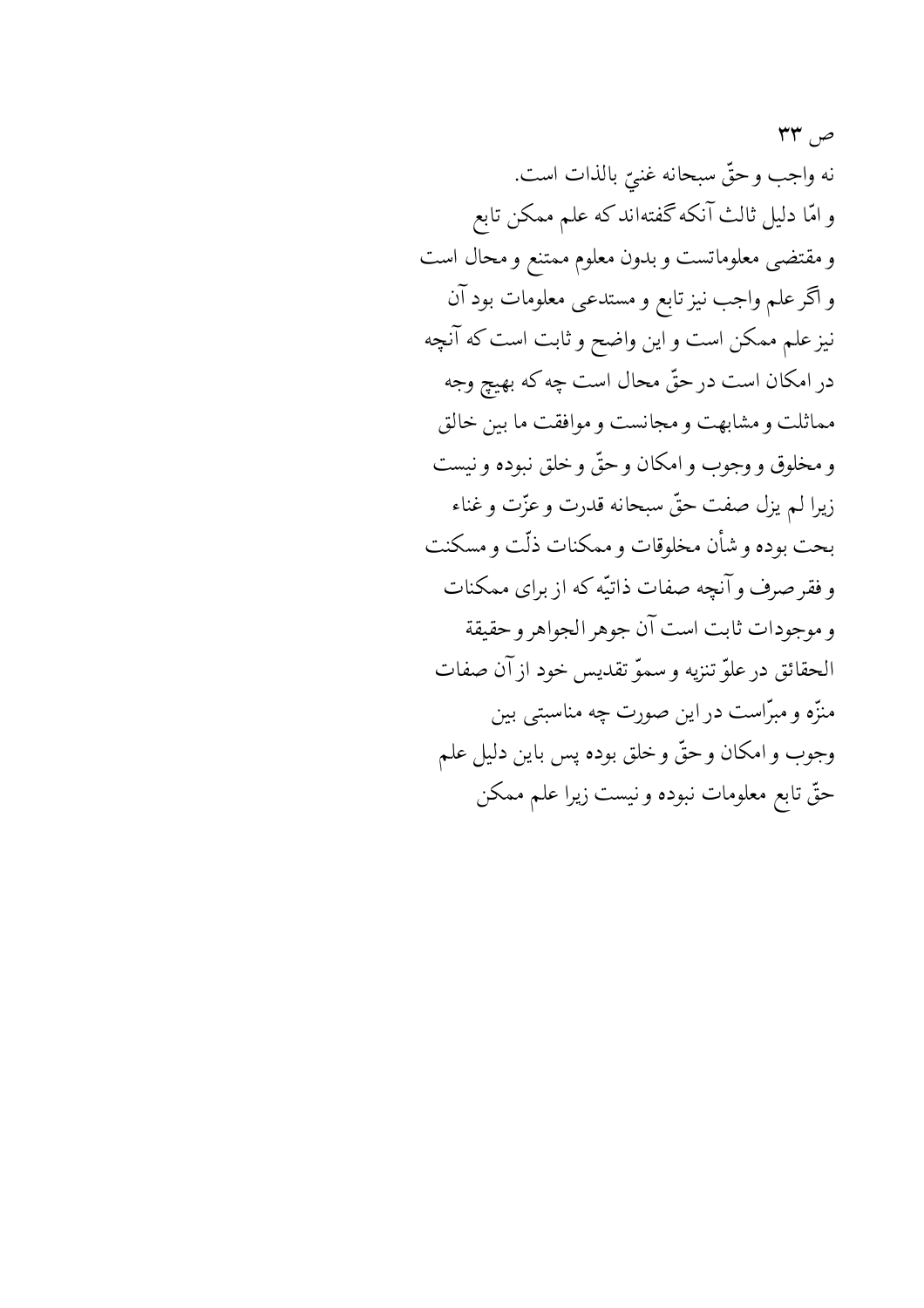ص ۳۳

نه واجب و حقّ سبحانه غنيّ بالذات است.

و امّا دلیل ثالث آنکه گفته‌اند که علم ممکن تابع و مقتضی معلوماتست و بدون معلوم ممتنع و محال است و اگر علم واجب نیز تابع و مستدعی معلومات بود آن نیز علم ممکن است و این واضح و ثابت است که آنچه در امکان است در حقّ محال است چه که بهیچ وجه مماثلت و مشابهت و مجانست و موافقت ما بین خالق و مخلوق و وجوب و امکان و حقّ و خلق نبوده و نیست زیرا لم یزل صفت حقّ سبحانه قدرت و عزّت و غناء بحت بوده و شأن مخلوقات و ممکنات ذلّت و مسکنت و فقر صرف و آنچه صفات ذاتیّه که از برای ممکنات و موجودات ثابت است آن جوهر الجواهر و حقیقة الحقائق در علوّ تنزیه و سموّ تقدیس خود از آن صفات منزّه و مبرّاست در این صورت چه مناسبتی بین وجوب و امکان و حقّ و خلق بوده پس باین دلیل علم حقّ تابع معلومات نبوده و نیست زیرا علم ممکن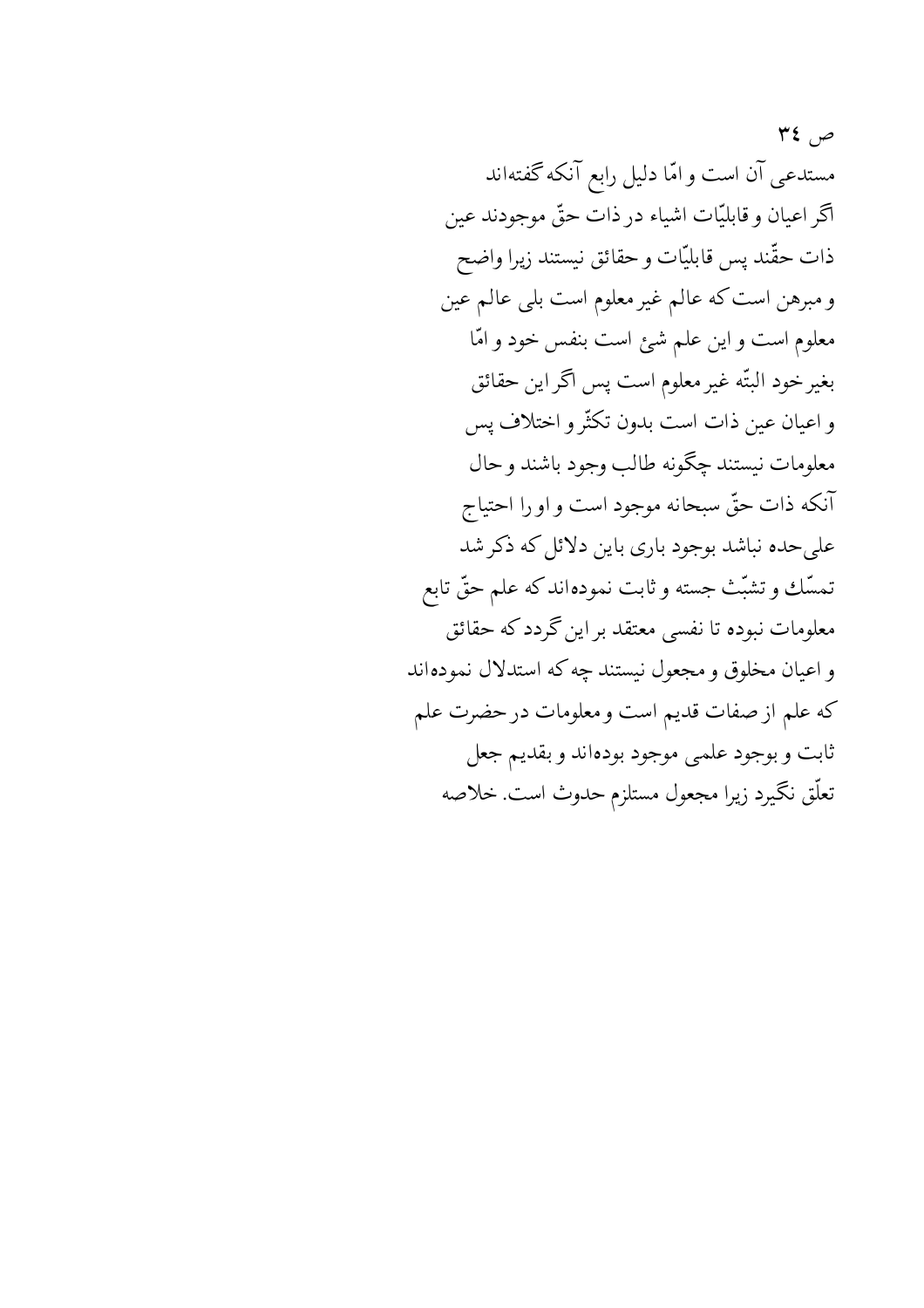ص ٣٤

مستدعی آن است و امّا دلیل رابع آنکه گفته‌اند
اگر اعیان و قابلیّات اشیاء در ذات حقّ موجودند عین
ذات حقّند پس قابلیّات و حقائق نیستند زیرا واضح
و مبرهن است که عالم غیر معلوم است بلی عالم عین
معلوم است و این علم شئ است بنفس خود و امّا
بغیر خود البتّه غیر معلوم است پس اگر این حقائق
و اعیان عین ذات است بدون تکثّر و اختلاف پس
معلومات نیستند چگونه طالب وجود باشند و حال
آنکه ذات حقّ سبحانه موجود است و او را احتیاج
علی‌حده نباشد بوجود باری باین دلائل که ذکر شد
تمسّك و تشبّث جسته و ثابت نموده‌اند که علم حقّ تابع
معلومات نبوده تا نفسی معتقد بر این گردد که حقائق
و اعیان مخلوق و مجعول نیستند چه که استدلال نموده‌اند
که علم از صفات قدیم است و معلومات در حضرت علم
ثابت و بوجود علمی موجود بوده‌اند و بقدیم جعل
تعلّق نگیرد زیرا مجعول مستلزم حدوث است. خلاصه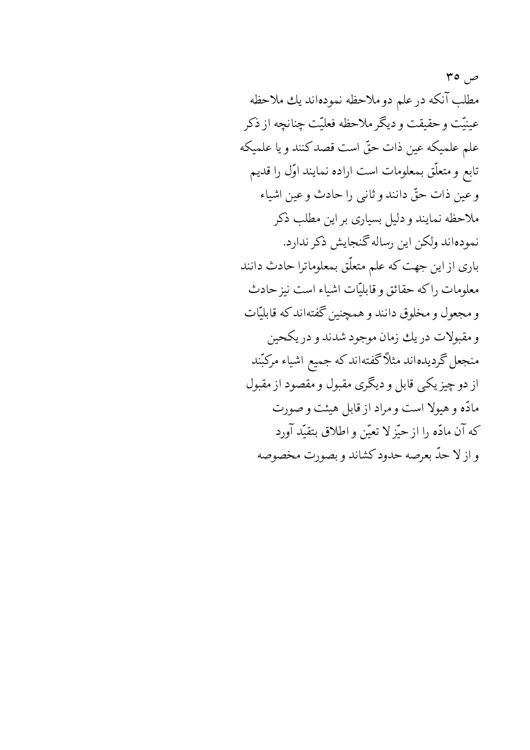ص ۳۵

مطلب آنکه در علم دو ملاحظه نموده‌اند یك ملاحظه عینیّت و حقیقت و دیگر ملاحظه فعلیّت چنانچه از ذکر علم علمیکه عین ذات حقّ است قصد کنند و یا علمیکه تابع و متعلّق بمعلومات است اراده نمایند اوّل را قدیم و عین ذات حقّ دانند و ثانی را حادث و عین اشیاء ملاحظه نمایند و دلیل بسیاری بر این مطلب ذکر نموده‌اند ولکن این رساله گنجایش ذکر ندارد.

باری از این جهت که علم متعلّق بمعلوماترا حادث دانند معلومات را که حقائق و قابلیّات اشیاء است نیز حادث و مجعول و مخلوق دانند و همچنین گفته‌اند که قابلیّات و مقبولات در یك زمان موجود شدند و در یکحین منجعل گردیده‌اند مثلاً گفته‌اند که جمیع اشیاء مرکّبند از دو چیز یکی قابل و دیگری مقبول و مقصود از مقبول مادّه و هیولا است و مراد از قابل هیئت و صورت که آن مادّه را از حیّز لا تعیّن و اطلاق بتقیّد آورد و از لا حدّ بعرصه حدود کشاند و بصورت مخصوصه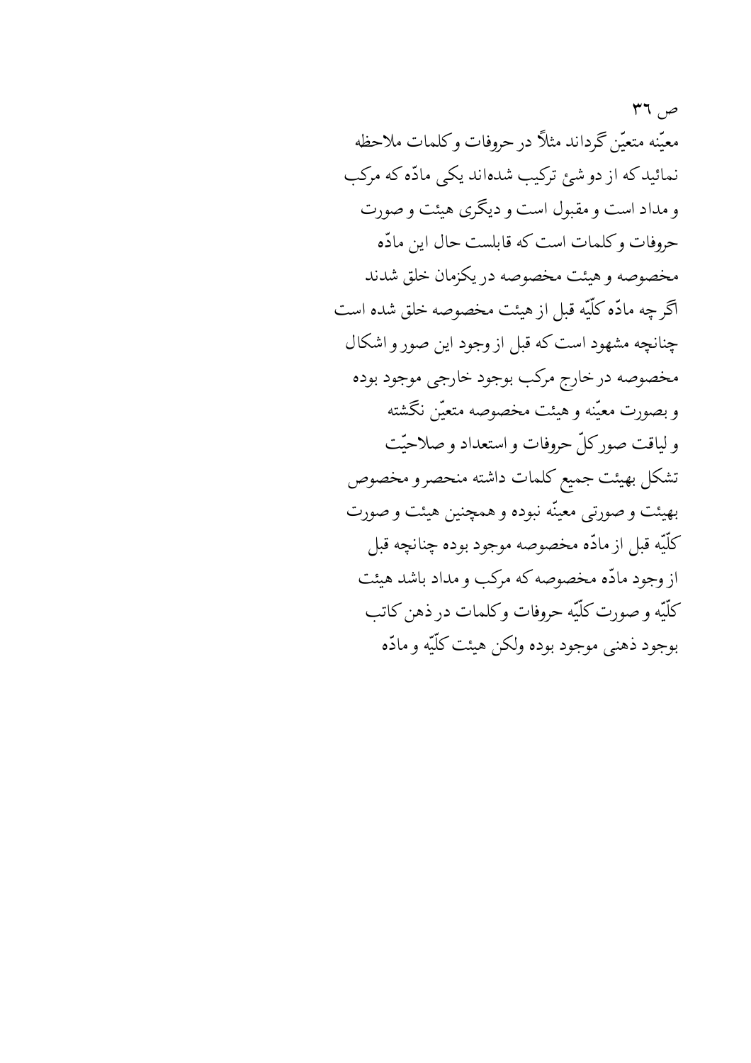ص ٣٦

معیّنه متعیّن گرداند مثلاً در حروفات و کلمات ملاحظه
نمائید که از دو شئ ترکیب شده‌اند یکی مادّه که مرکب
و مداد است و مقبول است و دیگری هیئت و صورت
حروفات و کلمات است که قابلست حال این مادّه
مخصوصه و هیئت مخصوصه در یکزمان خلق شدند
اگر چه مادّه کلّیّه قبل از هیئت مخصوصه خلق شده است
چنانچه مشهود است که قبل از وجود این صور و اشکال
مخصوصه در خارج مرکب بوجود خارجی موجود بوده
و بصورت معیّنه و هیئت مخصوصه متعیّن نگشته
و لیاقت صور کلّ حروفات و استعداد و صلاحیّت
تشکل بهیئت جمیع کلمات داشته منحصر و مخصوص
بهیئت و صورتی معیّنه نبوده و همچنین هیئت و صورت
کلّیّه قبل از مادّه مخصوصه موجود بوده چنانچه قبل
از وجود مادّه مخصوصه که مرکب و مداد باشد هیئت
کلّیّه و صورت کلّیّه حروفات و کلمات در ذهن کاتب
بوجود ذهنی موجود بوده ولکن هیئت کلّیّه و مادّه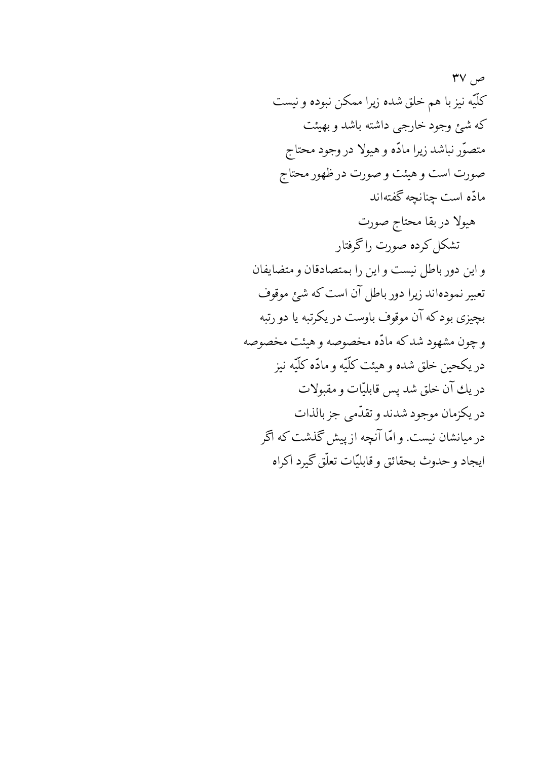ص ۳۷

کلّیّه نیز با هم خلق شده زیرا ممکن نبوده و نیست
که شئ وجود خارجی داشته باشد و بهیئت
متصوّر نباشد زیرا مادّه و هیولا در وجود محتاج
صورت است و هیئت و صورت در ظهور محتاج
مادّه است چنانچه گفته‌اند

هیولا در بقا محتاج صورت

تشکل کرده صورت را گرفتار

و این دور باطل نیست و این را بمتصادقان و متضایفان
تعبیر نموده‌اند زیرا دور باطل آن است که شئ موقوف
بچیزی بود که آن موقوف باوست در یکرتبه یا دو رتبه
و چون مشهود شد که مادّه مخصوصه و هیئت مخصوصه
در یکحین خلق شده و هیئت کلّیّه و مادّه کلّیّه نیز
در یك آن خلق شد پس قابلیّات و مقبولات
در یکزمان موجود شدند و تقدّمی جز بالذات
در میانشان نیست. و امّا آنچه از پیش گذشت که اگر
ایجاد و حدوث بحقائق و قابلیّات تعلّق گیرد اکراه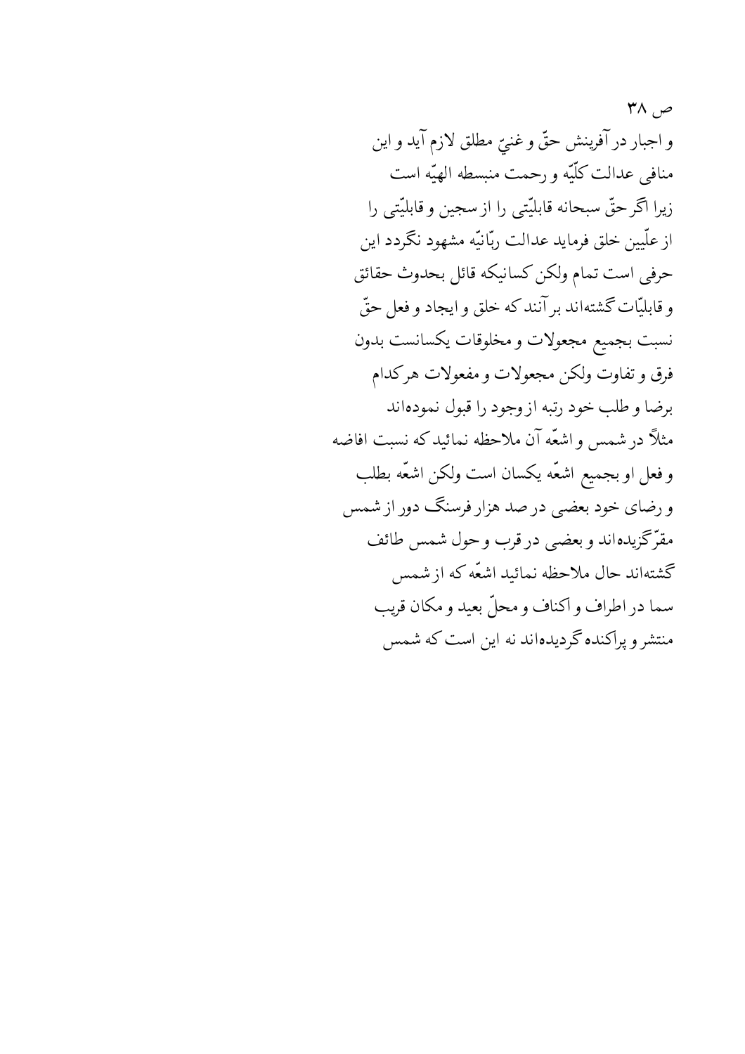ص ۳۸

و اجبار در آفرينش حقّ و غنيّ مطلق لازم آيد و اين
منافی عدالت کلّيّه و رحمت منبسطه الهيّه است
زيرا اگر حقّ سبحانه قابليّتی را از سجين و قابليّتی را
از علّيين خلق فرمايد عدالت ربّانيّه مشهود نگردد اين
حرفی است تمام ولکن کسانيکه قائل بحدوث حقائق
و قابليّات گشته‌اند بر آنند که خلق و ايجاد و فعل حقّ
نسبت بجميع مجعولات و مخلوقات يکسانست بدون
فرق و تفاوت ولکن مجعولات و مفعولات هرکدام
برضا و طلب خود رتبه از وجود را قبول نموده‌اند
مثلاً در شمس و اشعّه آن ملاحظه نمائيد که نسبت افاضه
و فعل او بجميع اشعّه يکسان است ولکن اشعّه بطلب
و رضای خود بعضی در صد هزار فرسنگ دور از شمس
مقرّ گزيده‌اند و بعضی در قرب و حول شمس طائف
گشته‌اند حال ملاحظه نمائيد اشعّه که از شمس
سما در اطراف و اکناف و محلّ بعيد و مکان قريب
منتشر و پراکنده گرديده‌اند نه اين است که شمس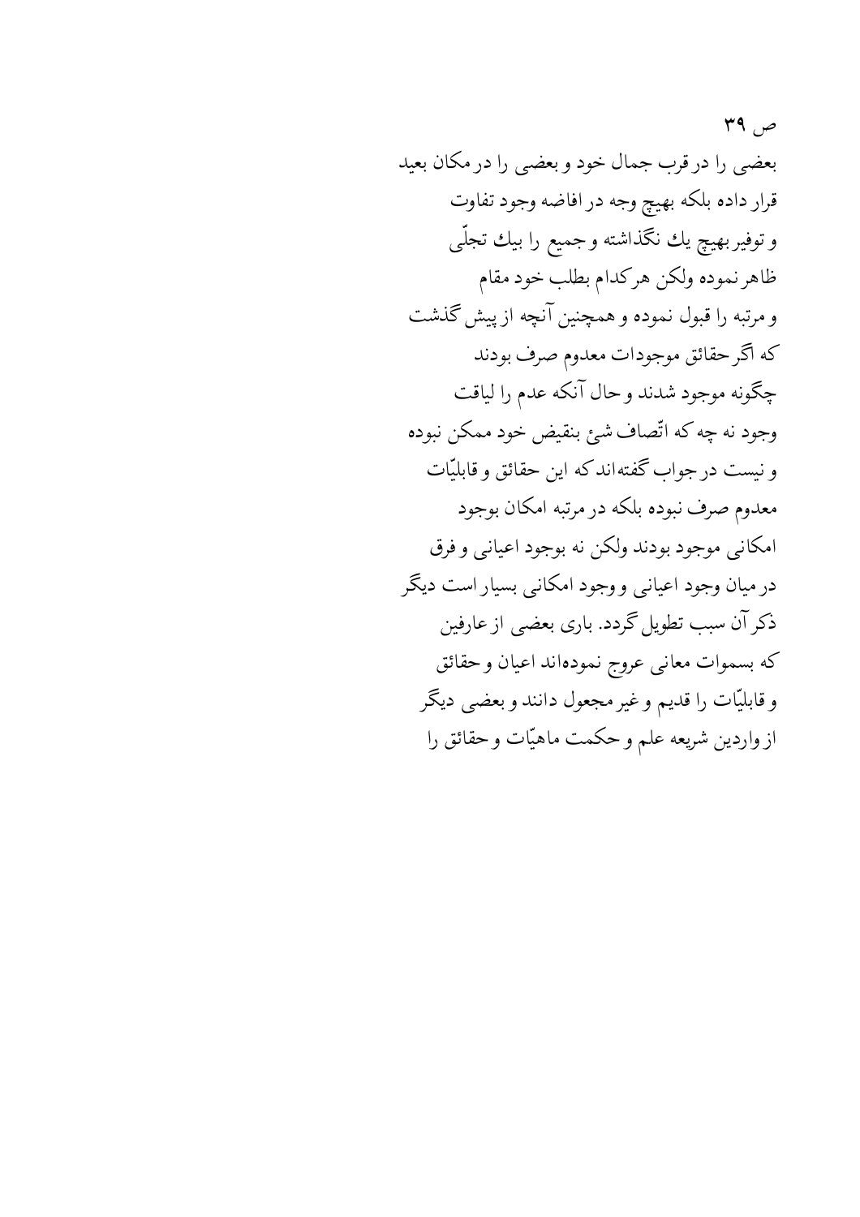بعضی را در قرب جمال خود و بعضی را در مکان بعید
قرار داده بلکه بهیچ وجه در افاضه وجود تفاوت
و توفیر بهیچ یك نگذاشته و جمیع را بیك تجلّی
ظاهر نموده ولکن هرکدام بطلب خود مقام
و مرتبه را قبول نموده و همچنین آنچه از پیش گذشت
که اگر حقائق موجودات معدوم صرف بودند
چگونه موجود شدند و حال آنکه عدم را لیاقت
وجود نه چه که اتّصاف شئ بنقیض خود ممکن نبوده
و نیست در جواب گفته‌اند که این حقائق و قابلیّات
معدوم صرف نبوده بلکه در مرتبه امکان بوجود
امکانی موجود بودند ولکن نه بوجود اعیانی و فرق
در میان وجود اعیانی و وجود امکانی بسیار است دیگر
ذکر آن سبب تطویل گردد. باری بعضی از عارفین
که بسموات معانی عروج نموده‌اند اعیان و حقائق
و قابلیّات را قدیم و غیر مجعول دانند و بعضی دیگر
از واردین شریعه علم و حکمت ماهیّات و حقائق را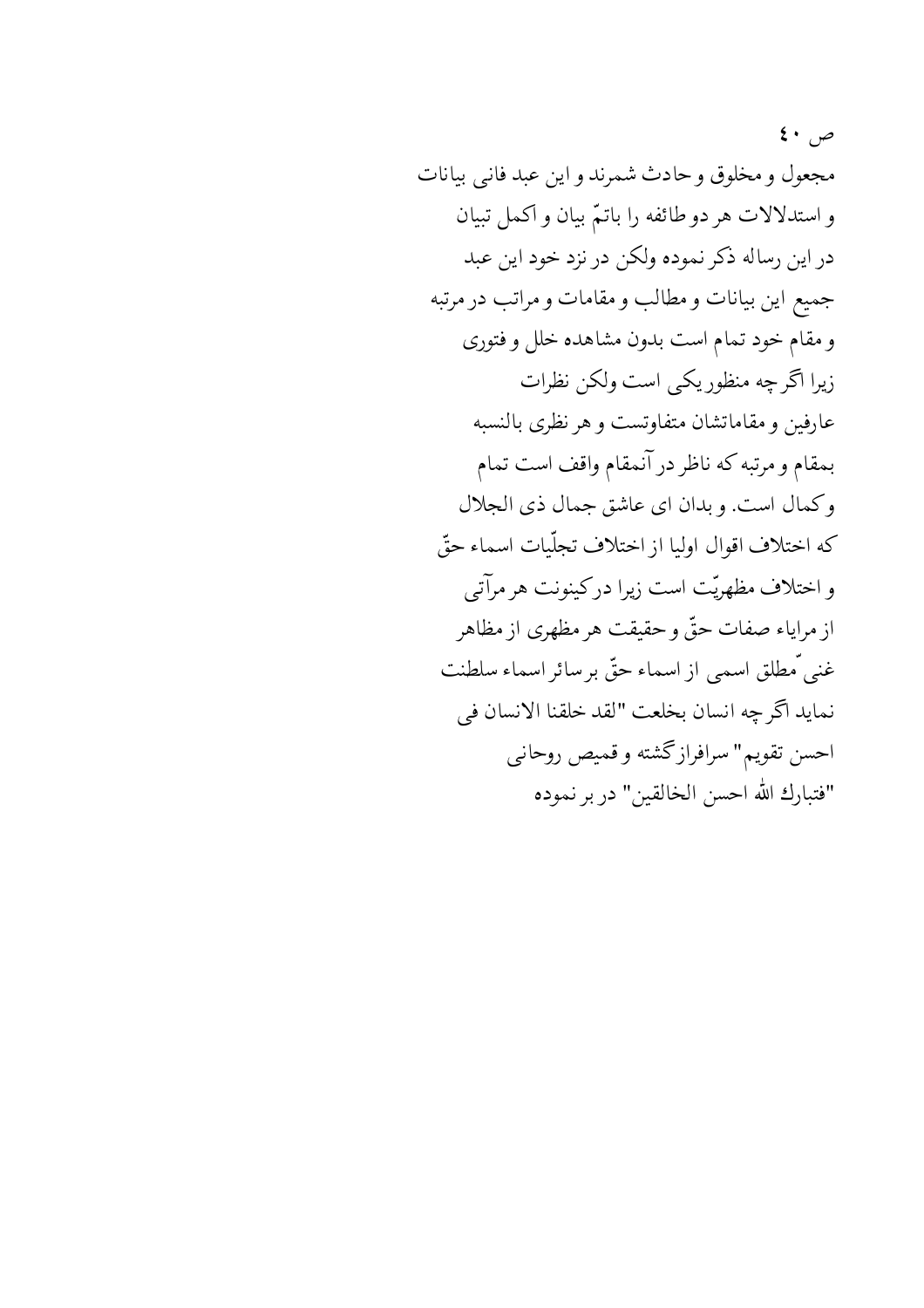ص ٤٠

مجعول و مخلوق و حادث شمرند و این عبد فانی بیانات و استدلالات هر دو طائفه را باتمّ بیان و اکمل تبیان در این رساله ذکر نموده ولکن در نزد خود این عبد جمیع این بیانات و مطالب و مقامات و مراتب در مرتبه و مقام خود تمام است بدون مشاهده خلل و فتوری زیرا اگر چه منظور یکی است ولکن نظرات عارفین و مقاماتشان متفاوتست و هر نظری بالنسبه بمقام و مرتبه که ناظر در آنمقام واقف است تمام و کمال است. و بدان ای عاشق جمال ذی الجلال که اختلاف اقوال اولیا از اختلاف تجلّیات اسماء حقّ و اختلاف مظهریّت است زیرا در کینونت هر مرآتی از مرایاء صفات حقّ و حقیقت هر مظهری از مظاهر غنیّ مطلق اسمی از اسماء حقّ بر سائر اسماء سلطنت نماید اگر چه انسان بخلعت "لقد خلقنا الانسان فی احسن تقویم" سرافراز گشته و قمیص روحانی "فتبارك الله احسن الخالقین" در بر نموده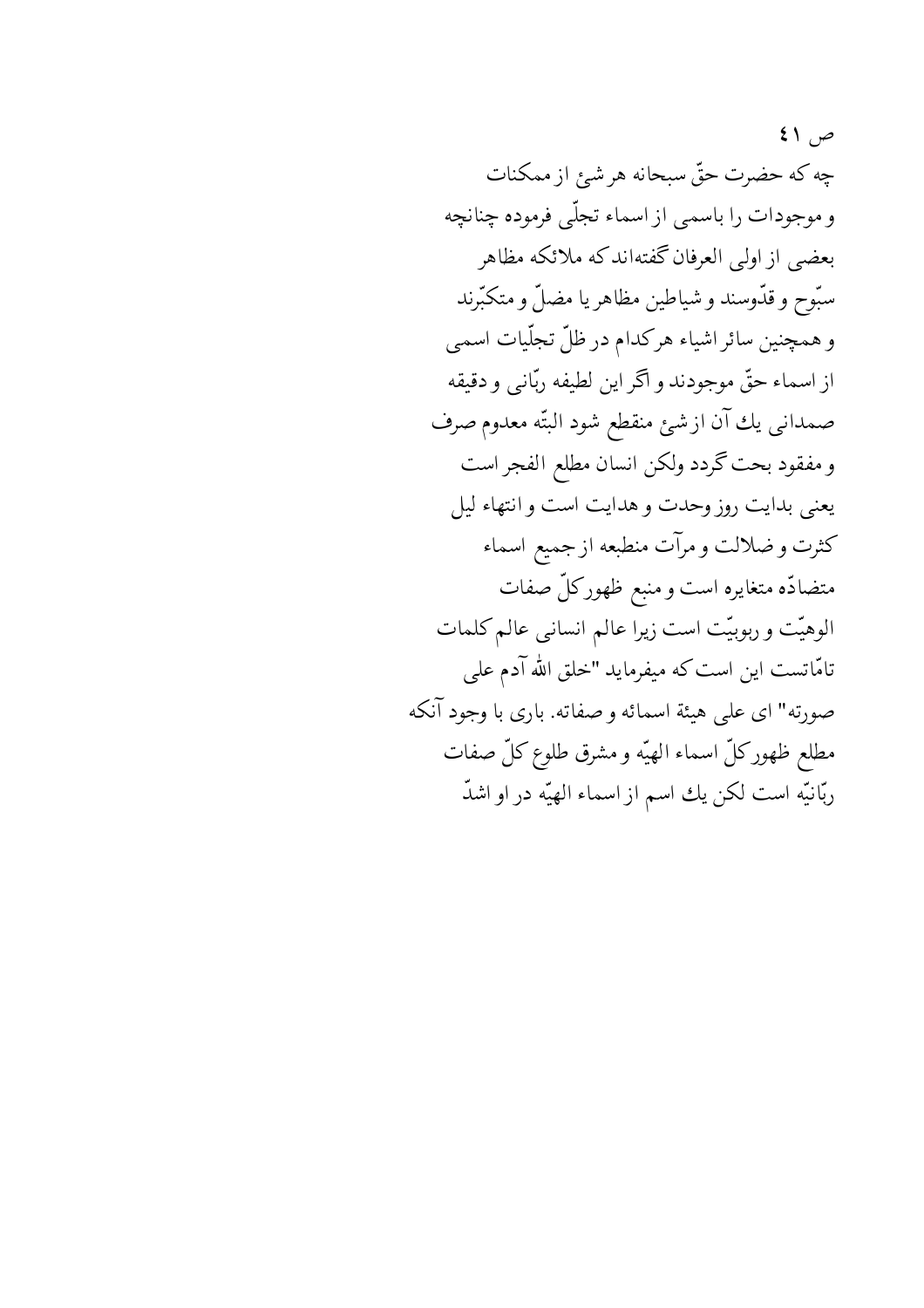ص ٤١

چه که حضرت حقّ سبحانه هر شئ از ممکنات
و موجودات را باسمی از اسماء تجلّی فرموده چنانچه
بعضی از اولی العرفان گفته‌اند که ملائکه مظاهر
سبّوح و قدّوسند و شیاطین مظاهر یا مضلّ و متکبّرند
و همچنین سائر اشیاء هرکدام در ظلّ تجلّیات اسمی
از اسماء حقّ موجودند و اگر این لطیفه ربّانی و دقیقه
صمدانی یك آن از شئ منقطع شود البتّه معدوم صرف
و مفقود بحت گردد ولکن انسان مطلع الفجر است
یعنی بدایت روز وحدت و هدایت است و انتهاء لیل
کثرت و ضلالت و مرآت منطبعه از جمیع اسماء
متضادّه متغایره است و منبع ظهور کلّ صفات
الوهیّت و ربوبیّت است زیرا عالم انسانی عالم کلمات
تامّاتست این است که میفرماید "خلق الله آدم علی
صورته" ای علی هیئة اسمائه و صفاته. باری با وجود آنکه
مطلع ظهور کلّ اسماء الهیّه و مشرق طلوع کلّ صفات
ربّانیّه است لکن یك اسم از اسماء الهیّه در او اشدّ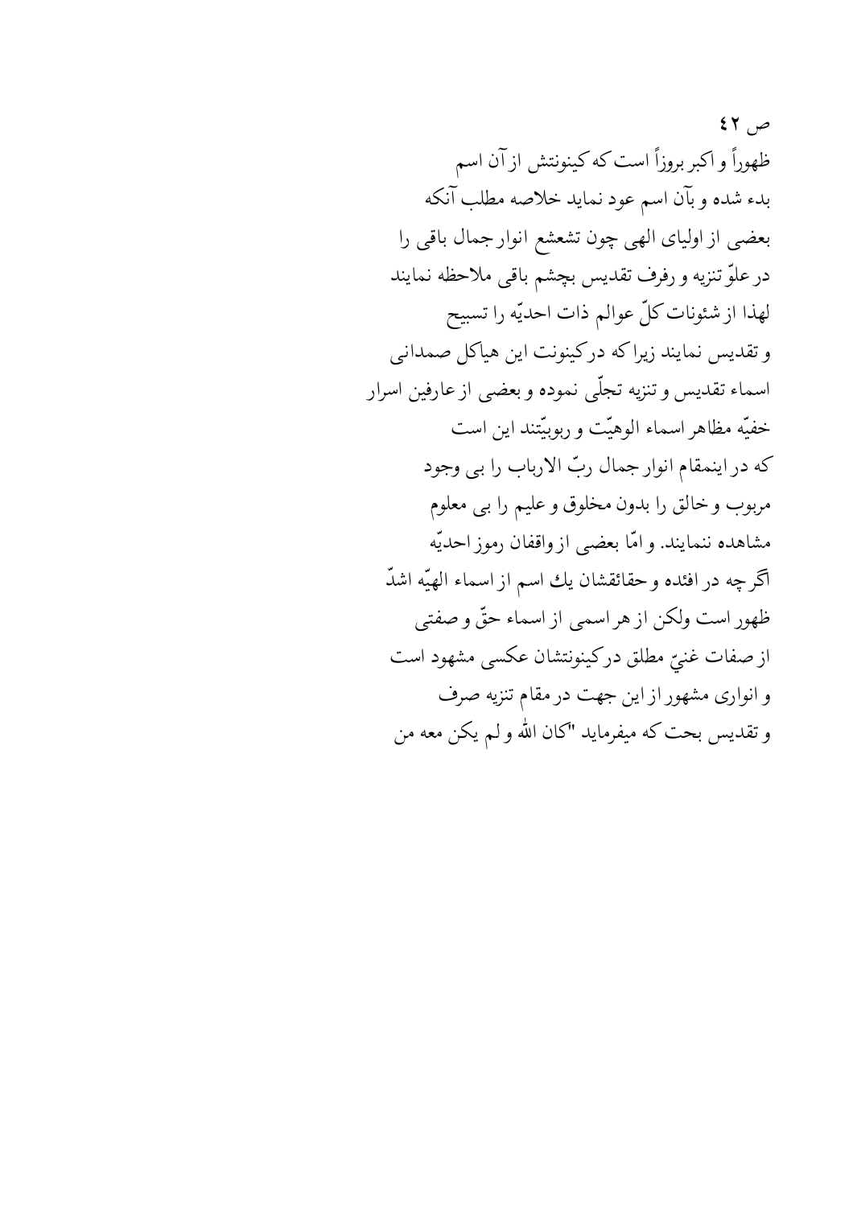ص ۴۲

ظهوراً و اکبر بروزاً است که کینونتش از آن اسم
بدء شده و بآن اسم عود نماید خلاصه مطلب آنکه
بعضی از اولیای الهی چون تشعشع انوار جمال باقی را
در علوّ تنزیه و رفرف تقدیس بچشم باقی ملاحظه نمایند
لهذا از شئونات کلّ عوالم ذات احدیّه را تسبیح
و تقدیس نمایند زیرا که در کینونت این هیاکل صمدانی
اسماء تقدیس و تنزیه تجلّی نموده و بعضی از عارفین اسرار
خفیّه مظاهر اسماء الوهیّت و ربوبیّتند این است
که در اینمقام انوار جمال ربّ الارباب را بی وجود
مربوب و خالق را بدون مخلوق و علیم را بی معلوم
مشاهده ننمایند. و امّا بعضی از واقفان رموز احدیّه
اگر چه در افئده و حقائقشان یك اسم از اسماء الهیّه اشدّ
ظهور است ولکن از هر اسمی از اسماء حقّ و صفتی
از صفات غنیّ مطلق در کینونتشان عکسی مشهود است
و انواری مشهور از این جهت در مقام تنزیه صرف
و تقدیس بحت که میفرماید "کان الله و لم یکن معه من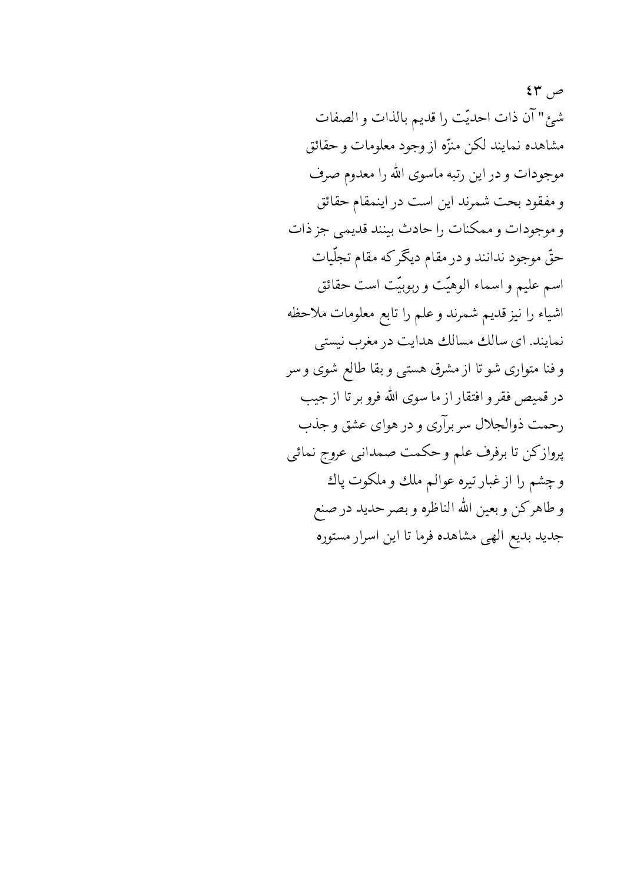ص ٤٣

شئ" آن ذات احدیّت را قدیم بالذات و الصفات مشاهده نمایند لکن منزّه از وجود معلومات و حقائق موجودات و در این رتبه ماسوی الله را معدوم صرف و مفقود بحت شمرند این است در اینمقام حقائق و موجودات و ممکنات را حادث بینند قدیمی جز ذات حقّ موجود ندانند و در مقام دیگر که مقام تجلّیات اسم علیم و اسماء الوهیّت و ربوبیّت است حقائق اشیاء را نیز قدیم شمرند و علم را تابع معلومات ملاحظه نمایند. ای سالك مسالك هدایت در مغرب نیستی و فنا متواری شو تا از مشرق هستی و بقا طالع شوی و سر در قمیص فقر و افتقار از ما سوی الله فرو بر تا از جیب رحمت ذوالجلال سر برآری و در هوای عشق و جذب پرواز کن تا برفرف علم و حکمت صمدانی عروج نمائی و چشم را از غبار تیره عوالم ملك و ملکوت پاك و طاهر کن و بعین الله الناظره و بصر حدید در صنع جدید بدیع الهی مشاهده فرما تا این اسرار مستوره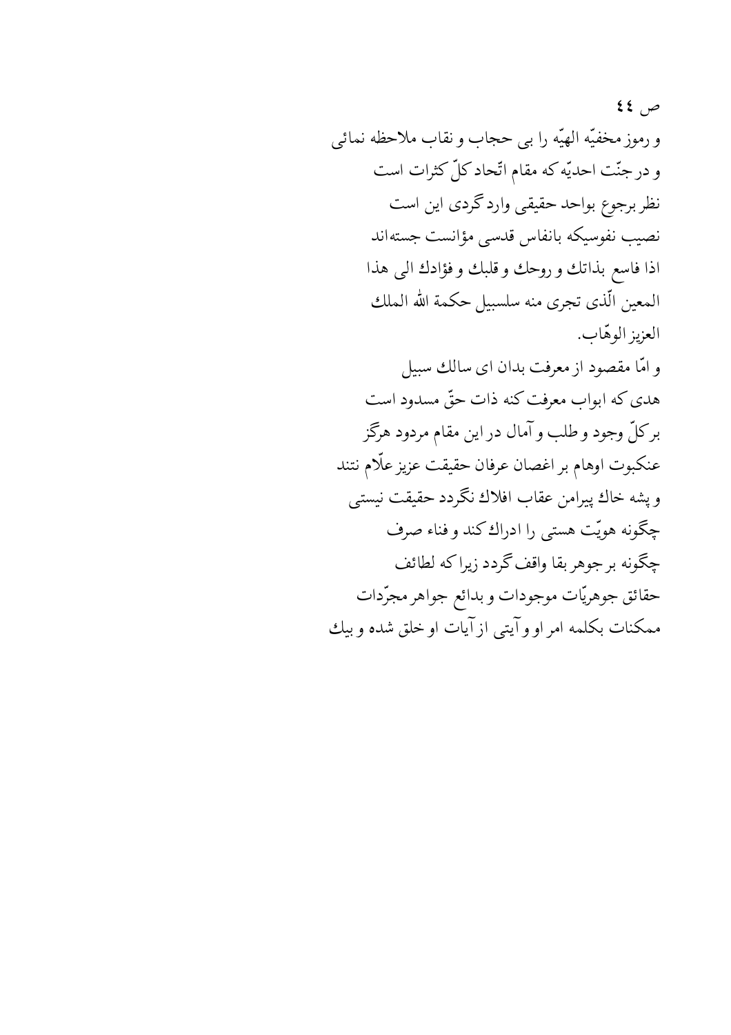ص ٤٤

و رموز مخفيّه الهيّه را بی حجاب و نقاب ملاحظه نمائی
و در جنّت احديّه كه مقام اتّحاد كلّ كثرات است
نظر برجوع بواحد حقيقی وارد گردی اين است
نصيب نفوسيكه بانفاس قدسی مؤانست جسته‌اند
اذا فاسع بذاتك و روحك و قلبك و فؤادك الی هذا
المعين الّذی تجری منه سلسبيل حكمة الله الملك
العزيز الوهّاب.

و امّا مقصود از معرفت بدان ای سالك سبيل
هدی كه ابواب معرفت كنه ذات حقّ مسدود است
بر كلّ وجود و طلب و آمال در اين مقام مردود هرگز
عنكبوت اوهام بر اغصان عرفان حقيقت عزيز علّام نتند
و پشه خاك پيرامن عقاب افلاك نگردد حقيقت نيستی
چگونه هويّت هستی را ادراك كند و فناء صرف
چگونه بر جوهر بقا واقف گردد زيرا كه لطائف
حقائق جوهريّات موجودات و بدائع جواهر مجرّدات
ممكنات بكلمه امر او و آيتی از آيات او خلق شده و بيك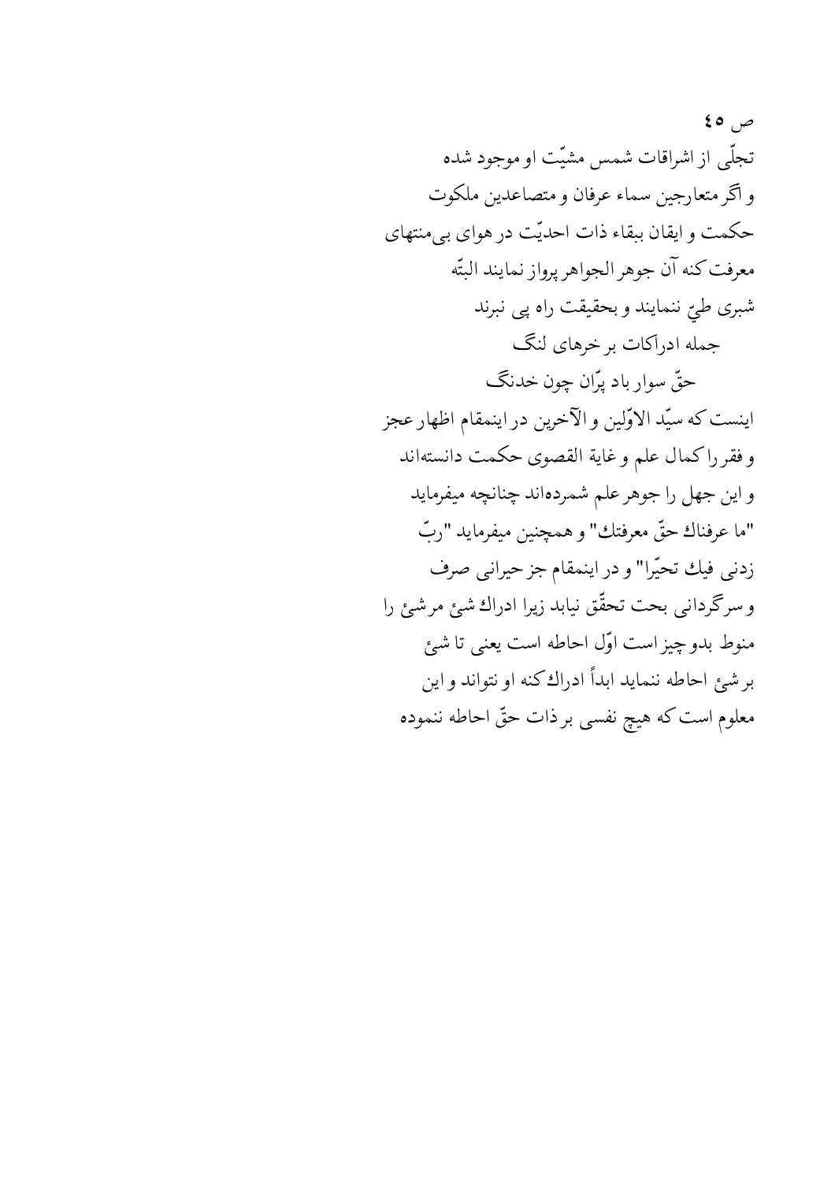ص ٤٥

تجلّی از اشراقات شمس مشیّت او موجود شده
و اگر متعارجین سماء عرفان و متصاعدین ملکوت
حکمت و ایقان ببقاء ذات احدیّت در هوای بی‌منتهای
معرفت کنه آن جوهر الجواهر پرواز نمایند البتّه
شبری طیّ ننمایند و بحقیقت راه پی نبرند

جمله ادراکات بر خرهای لنگ
حقّ سوار باد پرّان چون خدنگ

اینست که سیّد الاوّلین و الآخرین در اینمقام اظهار عجز
و فقر را کمال علم و غایة القصوی حکمت دانسته‌اند
و این جهل را جوهر علم شمرده‌اند چنانچه میفرماید
"ما عرفناك حقّ معرفتك" و همچنین میفرماید "ربّ
زدنی فیك تحیّرا" و در اینمقام جز حیرانی صرف
و سرگردانی بحت تحقّق نیابد زیرا ادراك شئ مر شئ را
منوط بدو چیز است اوّل احاطه است یعنی تا شئ
بر شئ احاطه ننماید ابداً ادراك کنه او نتواند و این
معلوم است که هیچ نفسی بر ذات حقّ احاطه ننموده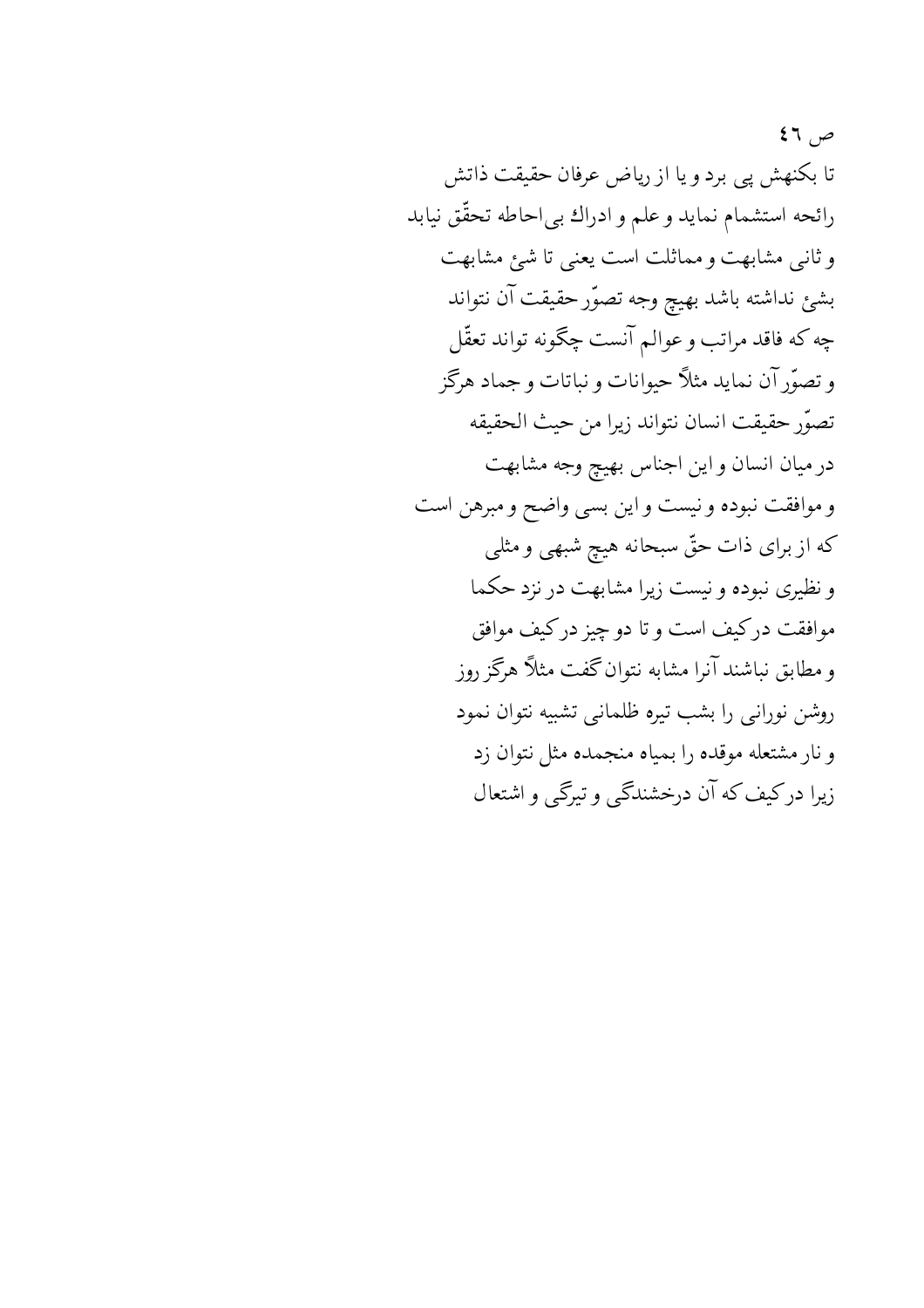ص ٤٦

تا بکنهش پی برد و یا از ریاض عرفان حقیقت ذاتش
رائحه استشمام نماید و علم و ادراك بی‌احاطه تحقّق نیابد
و ثانی مشابهت و مماثلت است یعنی تا شئ مشابهت
بشئ نداشته باشد بهیچ وجه تصوّر حقیقت آن نتواند
چه که فاقد مراتب و عوالم آنست چگونه تواند تعقّل
و تصوّر آن نماید مثلاً حیوانات و نباتات و جماد هرگز
تصوّر حقیقت انسان نتواند زیرا من حیث الحقیقه
در میان انسان و این اجناس بهیچ وجه مشابهت
و موافقت نبوده و نیست و این بسی واضح و مبرهن است
که از برای ذات حقّ سبحانه هیچ شبهی و مثلی
و نظیری نبوده و نیست زیرا مشابهت در نزد حکما
موافقت در کیف است و تا دو چیز در کیف موافق
و مطابق نباشند آنرا مشابه نتوان گفت مثلاً هرگز روز
روشن نورانی را بشب تیره ظلمانی تشبیه نتوان نمود
و نار مشتعله موقده را بمیاه منجمده مثل نتوان زد
زیرا در کیف که آن درخشندگی و تیرگی و اشتعال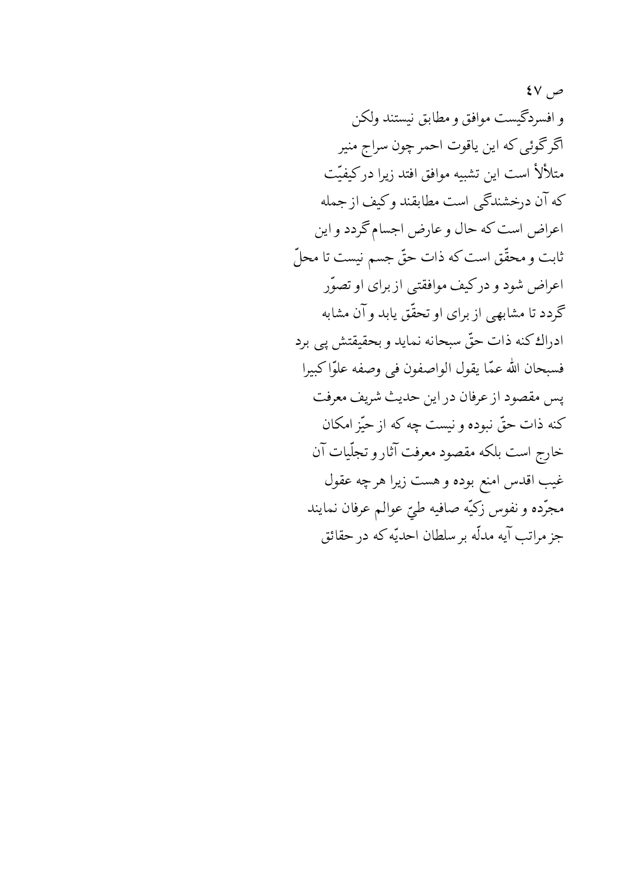و افسردگیست موافق و مطابق نیستند ولکن
اگر گوئی که این یاقوت احمر چون سراج منیر
متلألأ است این تشبیه موافق افتد زیرا در کیفیّت
که آن درخشندگی است مطابقند و کیف از جمله
اعراض است که حال و عارض اجسام گردد و این
ثابت و محقّق است که ذات حقّ جسم نیست تا محلّ
اعراض شود و در کیف موافقتی از برای او تصوّر
گردد تا مشابهی از برای او تحقّق یابد و آن مشابه
ادراك کنه ذات حقّ سبحانه نماید و بحقیقتش پی برد
فسبحان الله عمّا یقول الواصفون فی وصفه علوّا کبیرا
پس مقصود از عرفان در این حدیث شریف معرفت
کنه ذات حقّ نبوده و نیست چه که از حیّز امکان
خارج است بلکه مقصود معرفت آثار و تجلّیات آن
غیب اقدس امنع بوده و هست زیرا هر چه عقول
مجرّده و نفوس زکیّه صافیه طیّ عوالم عرفان نمایند
جز مراتب آیه مدلّه بر سلطان احدیّه که در حقائق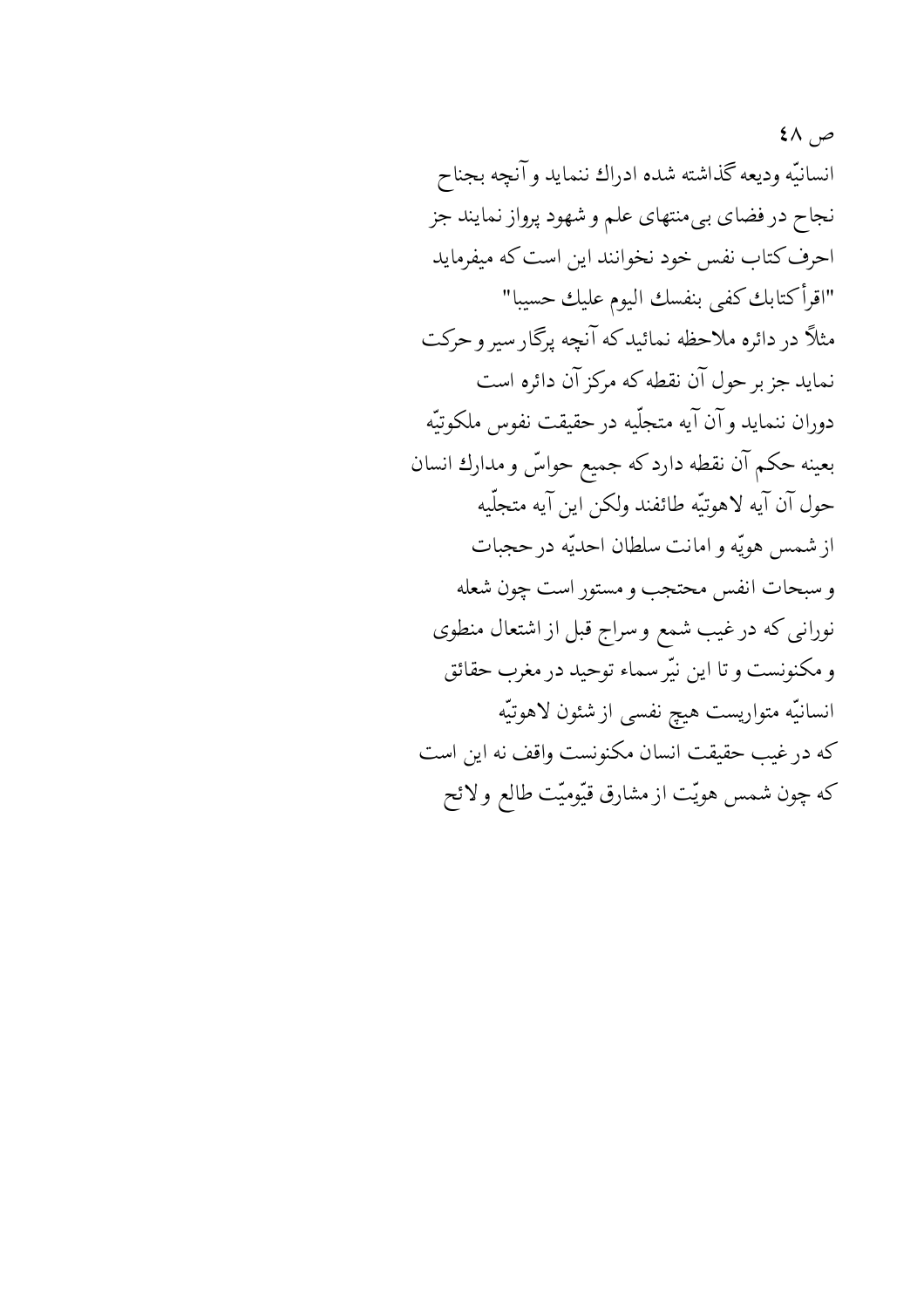ص ٤٨

انسانيّه وديعه گذاشته شده ادراك ننمايد وآنچه بجناح نجاح در فضاى بى‌منتهاى علم و شهود پرواز نمايند جز احرف كتاب نفس خود نخوانند اين است كه ميفرمايد "اقرأ كتابك كفى بنفسك اليوم عليك حسيبا"

مثلاً در دائره ملاحظه نمائيد كه آنچه پرگار سير و حركت نمايد جز بر حول آن نقطه كه مركز آن دائره است دوران ننمايد و آن آيه متجلّيه در حقيقت نفوس ملكوتيّه بعينه حكم آن نقطه دارد كه جميع حواسّ و مدارك انسان حول آن آيه لاهوتيّه طائفند ولكن اين آيه متجلّيه از شمس هويّه و امانت سلطان احديّه در حجبات و سبحات انفس محتجب و مستور است چون شعله نورانى كه در غيب شمع و سراج قبل از اشتعال منطوى و مكنونست و تا اين نيّر سماء توحيد در مغرب حقائق انسانيّه متواريست هيچ نفسى از شئون لاهوتيّه كه در غيب حقيقت انسان مكنونست واقف نه اين است كه چون شمس هويّت از مشارق قيّوميّت طالع و لائح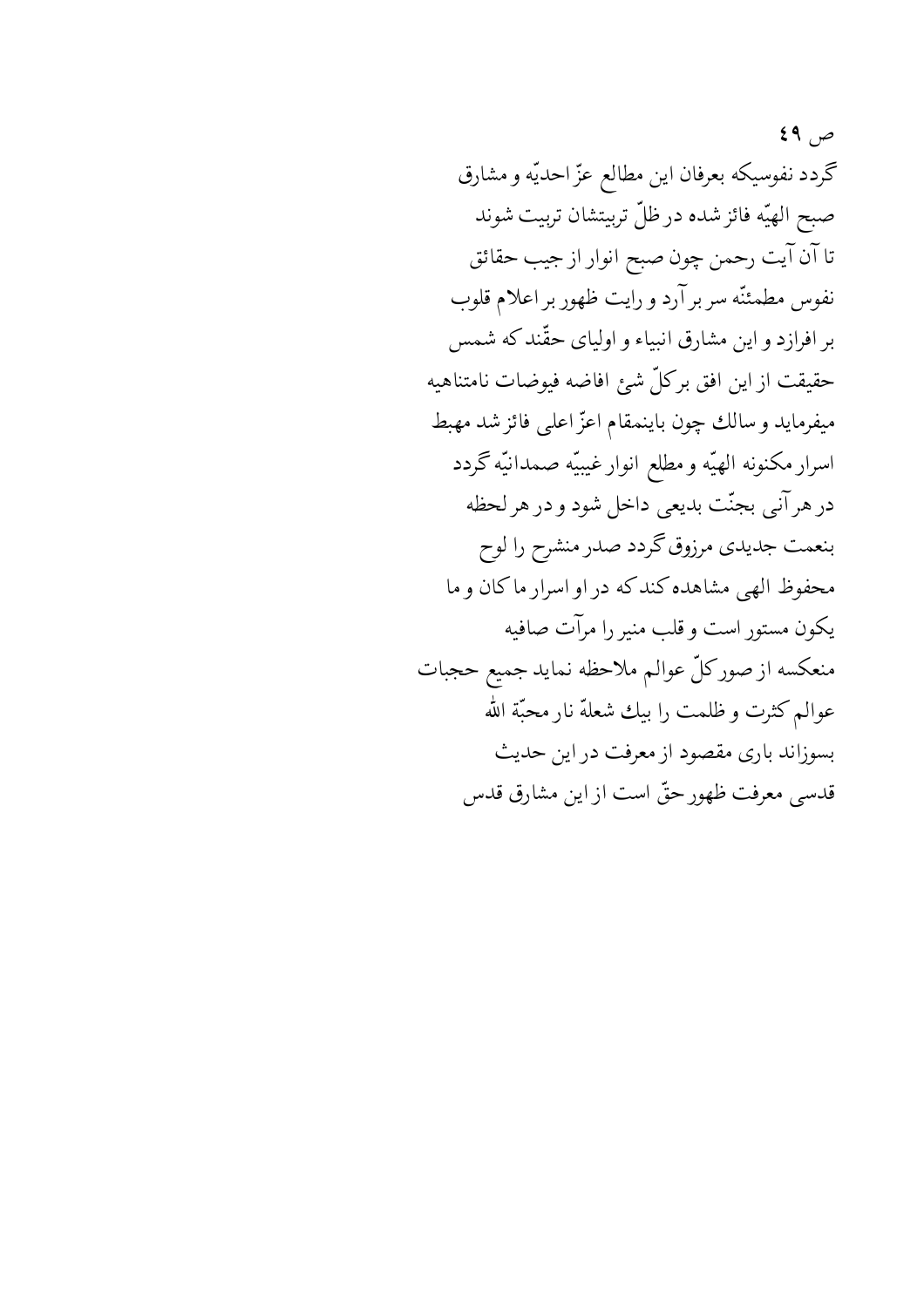ص ٤٩

گردد نفوسیکه بعرفان این مطالع عزّ احدیّه و مشارق
صبح الهیّه فائز شده در ظلّ تربیتشان تربیت شوند
تا آن آیت رحمن چون صبح انوار از جیب حقائق
نفوس مطمئنّه سر بر آرد و رایت ظهور بر اعلام قلوب
بر افرازد و این مشارق انبیاء و اولیای حقّند که شمس
حقیقت از این افق برکلّ شئ افاضه فیوضات نامتناهیه
میفرماید و سالك چون باینمقام اعزّ اعلی فائز شد مهبط
اسرار مکنونه الهیّه و مطلع انوار غیبیّه صمدانیّه گردد
در هر آنی بجنّت بدیعی داخل شود و در هر لحظه
بنعمت جدیدی مرزوق گردد صدر منشرح را لوح
محفوظ الهی مشاهده کند که در او اسرار ما کان و ما
یکون مستور است و قلب منیر را مرآت صافیه
منعکسه از صور کلّ عوالم ملاحظه نماید جمیع حجبات
عوالم کثرت و ظلمت را بیك شعلهٔ نار محبّة الله
بسوزاند باری مقصود از معرفت در این حدیث
قدسی معرفت ظهور حقّ است از این مشارق قدس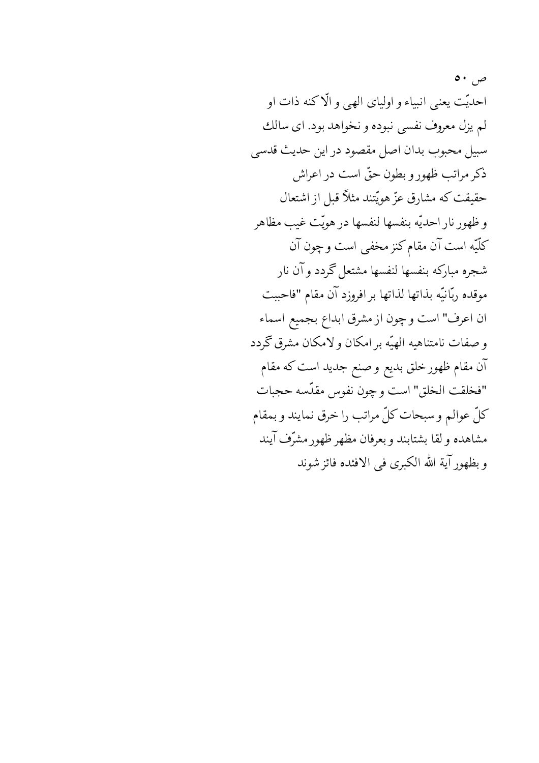احدیّت یعنی انبیاء و اولیای الهی و الّا کنه ذات او
لم یزل معروف نفسی نبوده و نخواهد بود. ای سالك
سبیل محبوب بدان اصل مقصود در این حدیث قدسی
ذکر مراتب ظهور و بطون حقّ است در اعراش
حقیقت که مشارق عزّ هویّتند مثلاً قبل از اشتعال
و ظهور نار احدیّه بنفسها لنفسها در هویّت غیب مظاهر
کلّیّه است آن مقام کنز مخفی است و چون آن
شجره مبارکه بنفسها لنفسها مشتعل گردد و آن نار
موقده ربّانیّه بذاتها لذاتها بر افروزد آن مقام "فاحببت
ان اعرف" است و چون از مشرق ابداع بجمیع اسماء
و صفات نامتناهیه الهیّه بر امکان و لامکان مشرق گردد
آن مقام ظهور خلق بدیع و صنع جدید است که مقام
"فخلقت الخلق" است و چون نفوس مقدّسه حجبات
کلّ عوالم و سبحات کلّ مراتب را خرق نمایند و بمقام
مشاهده و لقا بشتابند و بعرفان مظهر ظهور مشرّف آیند
و بظهور آیة الله الکبری فی الافئده فائز شوند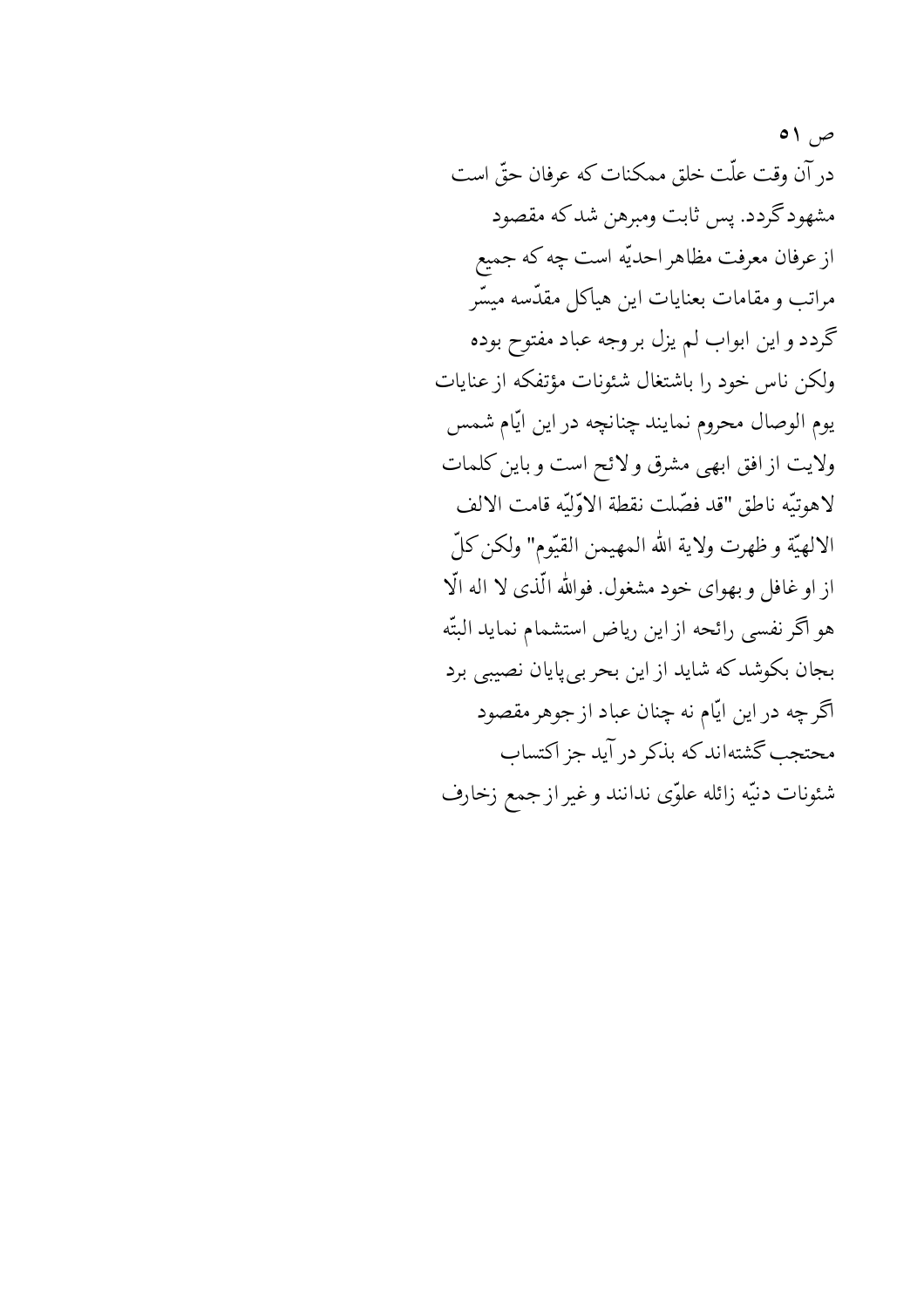ص ۵۱

در آن وقت علّت خلق ممکنات که عرفان حقّ است
مشهود گردد. پس ثابت ومبرهن شد که مقصود
از عرفان معرفت مظاهر احدیّه است چه که جمیع
مراتب و مقامات بعنایات این هیاکل مقدّسه میسّر
گردد و این ابواب لم یزل بر وجه عباد مفتوح بوده
ولکن ناس خود را باشتغال شئونات مؤتفکه از عنایات
یوم الوصال محروم نمایند چنانچه در این ایّام شمس
ولایت از افق ابهی مشرق و لائح است و باین کلمات
لاهوتیّه ناطق "قد فصّلت نقطة الاوّلیّه قامت الالف
الالهیّة و ظهرت ولایة الله المهیمن القیّوم" ولکن کلّ
از او غافل و بهوای خود مشغول. فوالله الّذی لا اله الّا
هو اگر نفسی رائحه از این ریاض استشمام نماید البتّه
بجان بکوشد که شاید از این بحر بی‌پایان نصیبی برد
اگر چه در این ایّام نه چنان عباد از جوهر مقصود
محتجب گشته‌اند که بذکر در آید جز اکتساب
شئونات دنیّه زائله علوّی ندانند و غیر از جمع زخارف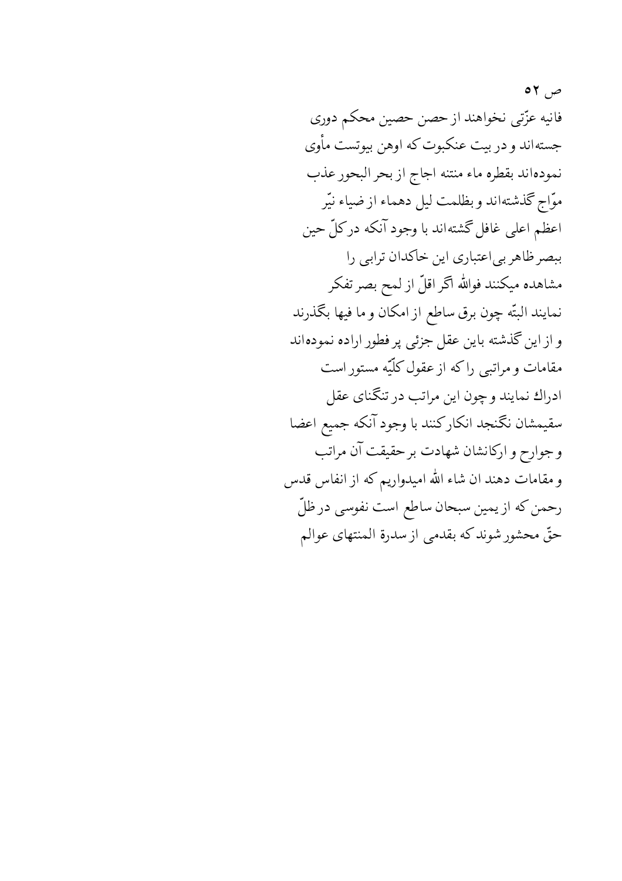ص ۵۲

فانیه عزّتی نخواهند از حصن حصین محکم دوری
جسته‌اند و در بیت عنکبوت که اوهن بیوتست مأوی
نموده‌اند بقطره ماء منتنه اجاج از بحر البحور عذب
موّاج گذشته‌اند و بظلمت لیل دهماء از ضیاء نیّر
اعظم اعلی غافل گشته‌اند با وجود آنکه در کلّ حین
ببصر ظاهر بی‌اعتباری این خاکدان ترابی را
مشاهده میکنند فوالله اگر اقلّ از لمح بصر تفکر
نمایند البتّه چون برق ساطع از امکان و ما فیها بگذرند
و از این گذشته باین عقل جزئی پر فطور اراده نموده‌اند
مقامات و مراتبی را که از عقول کلّیّه مستور است
ادراك نمایند و چون این مراتب در تنگنای عقل
سقیمشان نگنجد انکار کنند با وجود آنکه جمیع اعضا
و جوارح و ارکانشان شهادت بر حقیقت آن مراتب
و مقامات دهند ان شاء الله امیدواریم که از انفاس قدس
رحمن که از یمین سبحان ساطع است نفوسی در ظلّ
حقّ محشور شوند که بقدمی از سدرة المنتهای عوالم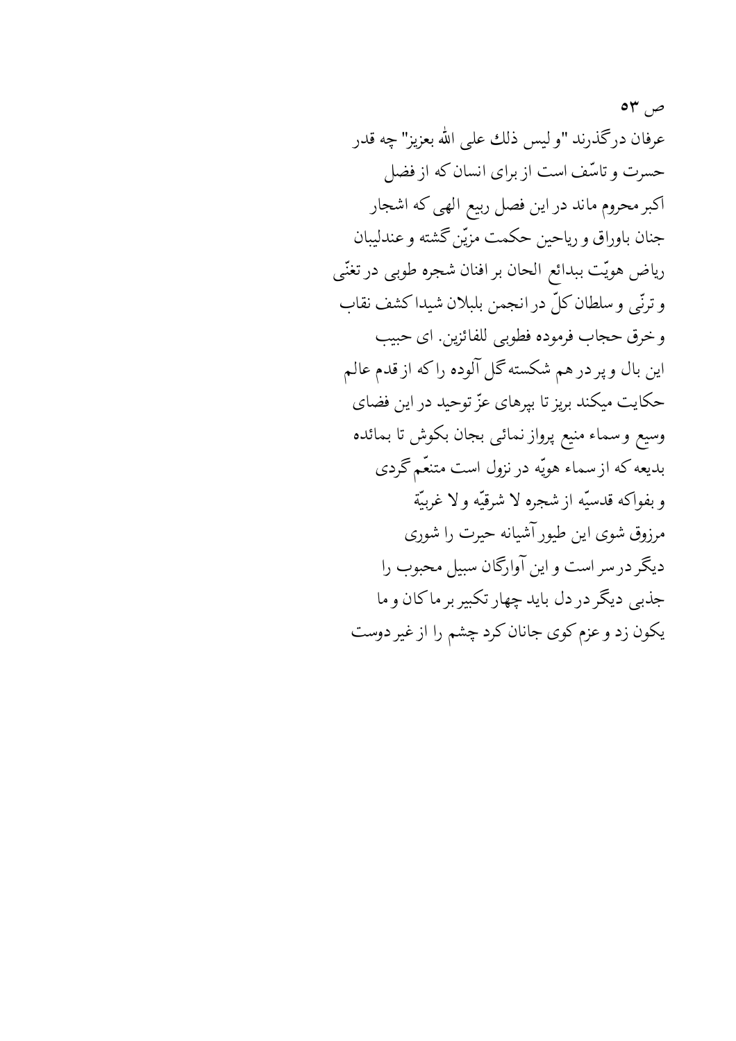ص ۵۳

عرفان درگذرند "و لیس ذلك علی الله بعزیز" چه قدر
حسرت و تاسّف است از برای انسان که از فضل
اکبر محروم ماند در این فصل ربیع الهی که اشجار
جنان باوراق و ریاحین حکمت مزیّن گشته و عندلیبان
ریاض هویّت ببدائع الحان بر افنان شجره طوبی در تغنّی
و ترنّی و سلطان کلّ در انجمن بلبلان شیدا کشف نقاب
و خرق حجاب فرموده فطوبی للفائزین. ای حبیب
این بال و پر در هم شکسته گل آلوده را که از قدم عالم
حکایت میکند بریز تا بپرهای عزّ توحید در این فضای
وسیع و سماء منیع پرواز نمائی بجان بکوش تا بمائده
بدیعه که از سماء هویّه در نزول است متنعّم گردی
و بفواکه قدسیّه از شجره لا شرقیّه و لا غربیّة
مرزوق شوی این طیور آشیانه حیرت را شوری
دیگر در سر است و این آوارگان سبیل محبوب را
جذبی دیگر در دل باید چهار تکبیر بر ما کان و ما
یکون زد و عزم کوی جانان کرد چشم را از غیر دوست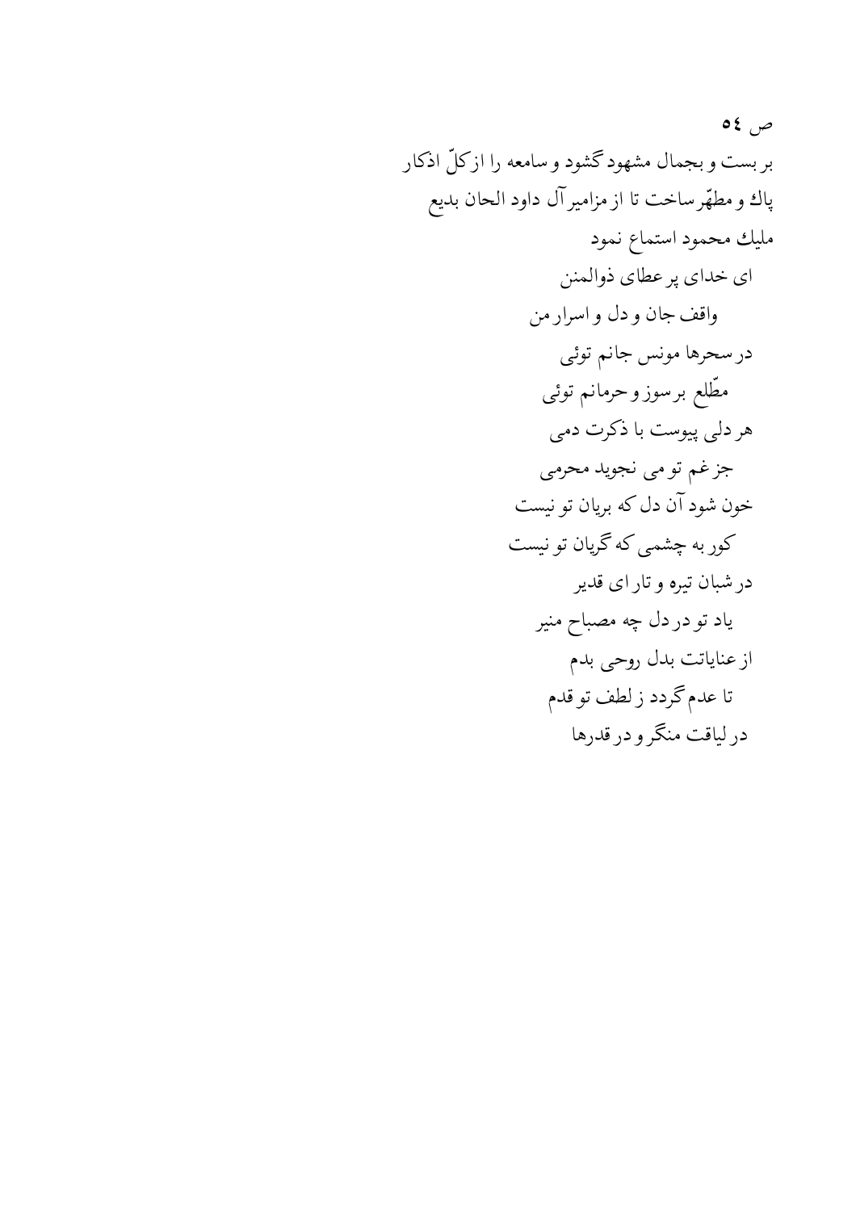ص ٥٤

بربست و بجمال مشهود گشود و سامعه را از كلّ اذكار پاك و مطهّر ساخت تا از مزامير آل داود الحان بديع مليك محمود استماع نمود

ای خدای پر عطای ذوالمنن
واقف جان و دل و اسرار من
در سحرها مونس جانم توئی
مطّلع بر سوز و حرمانم توئی
هر دلی پیوست با ذكرت دمی
جز غم تو می نجوید محرمی
خون شود آن دل كه بریان تو نیست
كور به چشمی كه گریان تو نیست
در شبان تیره و تار ای قدیر
یاد تو در دل چه مصباح منیر
از عنایاتت بدل روحی بدم
تا عدم گردد ز لطف تو قدم
در لیاقت منگر و در قدرها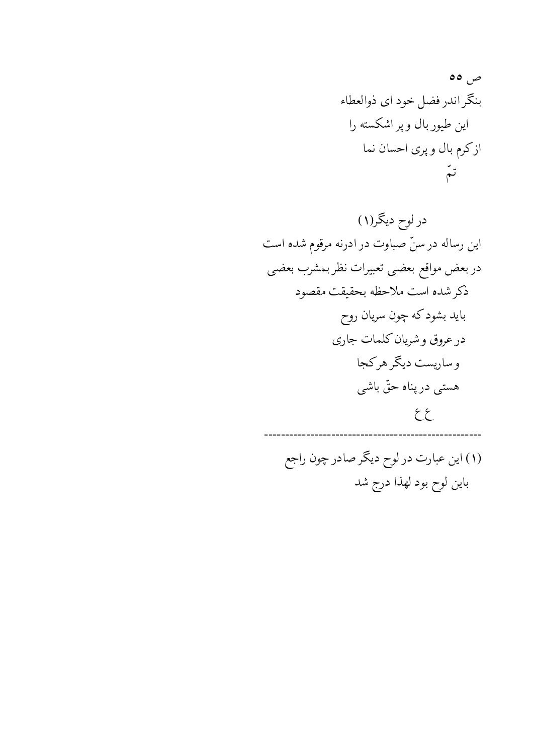ص ٥٥

بنگر اندر فضل خود ای ذوالعطاء

این طیور بال و پر اشکسته را

از کرم بال و پری احسان نما

تمّ

در لوح دیگر(١)

این رساله در سنّ صباوت در ادرنه مرقوم شده است

در بعض مواقع بعضی تعبیرات نظر بمشرب بعضی

ذکر شده است ملاحظه بحقیقت مقصود

باید بشود که چون سریان روح

در عروق و شریان کلمات جاری

و ساریست دیگر هر کجا

هستی در پناه حقّ باشی

ع ع

---

(١) این عبارت در لوح دیگر صادر چون راجع

باین لوح بود لهذا درج شد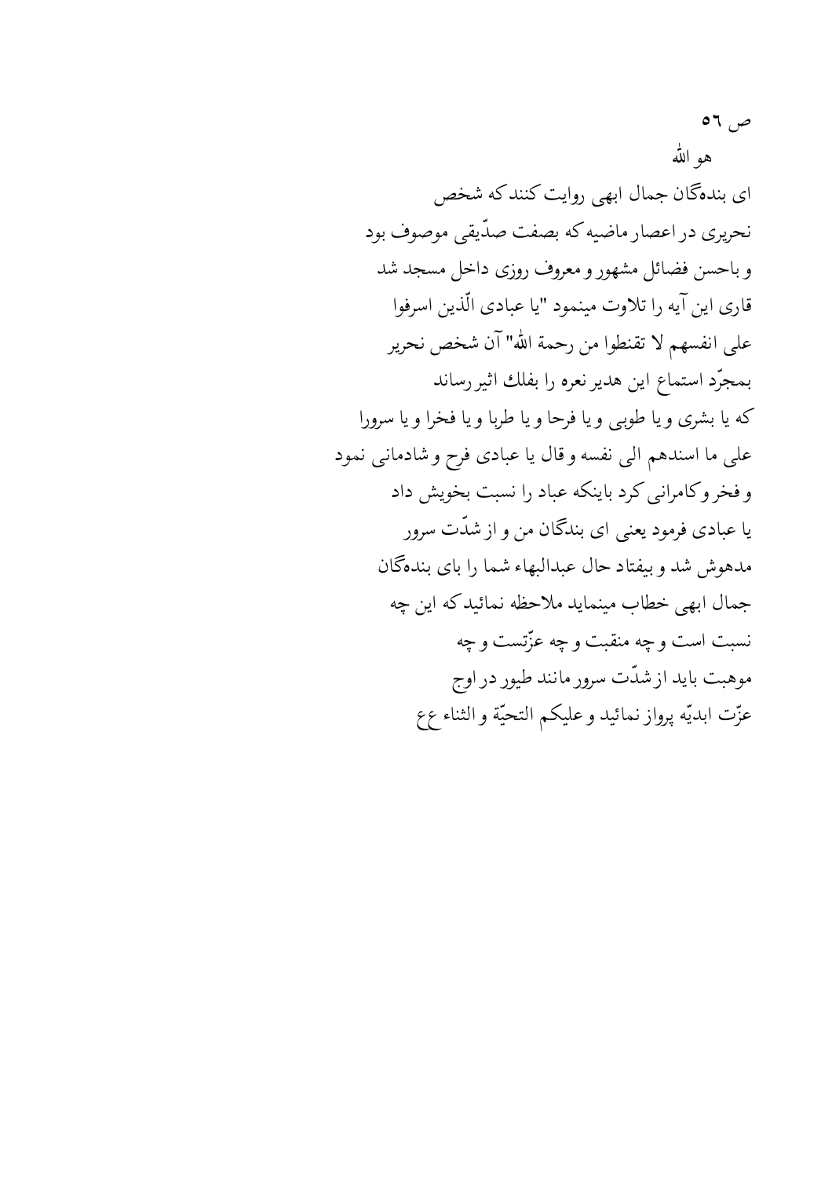ص ٥٦

هو الله

ای بنده‌گان جمال ابهی روایت کنند که شخص نحریری در اعصار ماضیه که بصفت صدّیقی موصوف بود و باحسن فضائل مشهور و معروف روزی داخل مسجد شد قاری این آیه را تلاوت مینمود "یا عبادی الّذین اسرفوا علی انفسهم لا تقنطوا من رحمة الله" آن شخص نحریر بمجرّد استماع این هدیر نعره را بفلك اثیر رساند که یا بشری و یا طوبی و یا فرحا و یا طربا و یا فخرا و یا سرورا علی ما اسندهم الی نفسه و قال یا عبادی فرح و شادمانی نمود و فخر و کامرانی کرد باینکه عباد را نسبت بخویش داد یا عبادی فرمود یعنی ای بندگان من و از شدّت سرور مدهوش شد و بیفتاد حال عبدالبهاء شما را بای بنده‌گان جمال ابهی خطاب مینماید ملاحظه نمائید که این چه نسبت است و چه منقبت و چه عزّتست و چه موهبت باید از شدّت سرور مانند طیور در اوج عزّت ابدیّه پرواز نمائید و علیکم التحیّة و الثناء ع ع